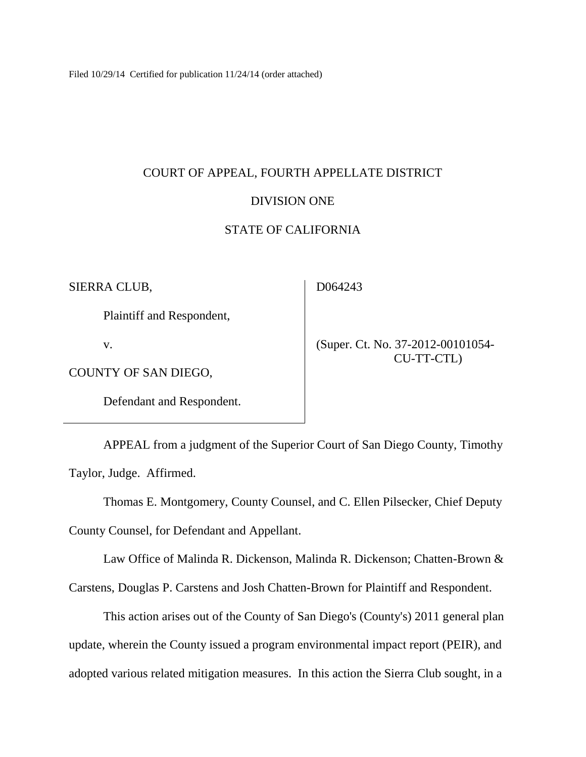Filed 10/29/14 Certified for publication 11/24/14 (order attached)

COURT OF APPEAL, FOURTH APPELLATE DISTRICT

DIVISION ONE

STATE OF CALIFORNIA

| | |
|---|---|
| SIERRA CLUB,<br><br>Plaintiff and Respondent,<br><br>v.<br><br>COUNTY OF SAN DIEGO,<br><br>Defendant and Respondent. | D064243<br><br>(Super. Ct. No. 37-2012-00101054-CU-TT-CTL) |

APPEAL from a judgment of the Superior Court of San Diego County, Timothy Taylor, Judge. Affirmed.

Thomas E. Montgomery, County Counsel, and C. Ellen Pilsecker, Chief Deputy County Counsel, for Defendant and Appellant.

Law Office of Malinda R. Dickenson, Malinda R. Dickenson; Chatten-Brown & Carstens, Douglas P. Carstens and Josh Chatten-Brown for Plaintiff and Respondent.

This action arises out of the County of San Diego's (County's) 2011 general plan update, wherein the County issued a program environmental impact report (PEIR), and adopted various related mitigation measures. In this action the Sierra Club sought, in a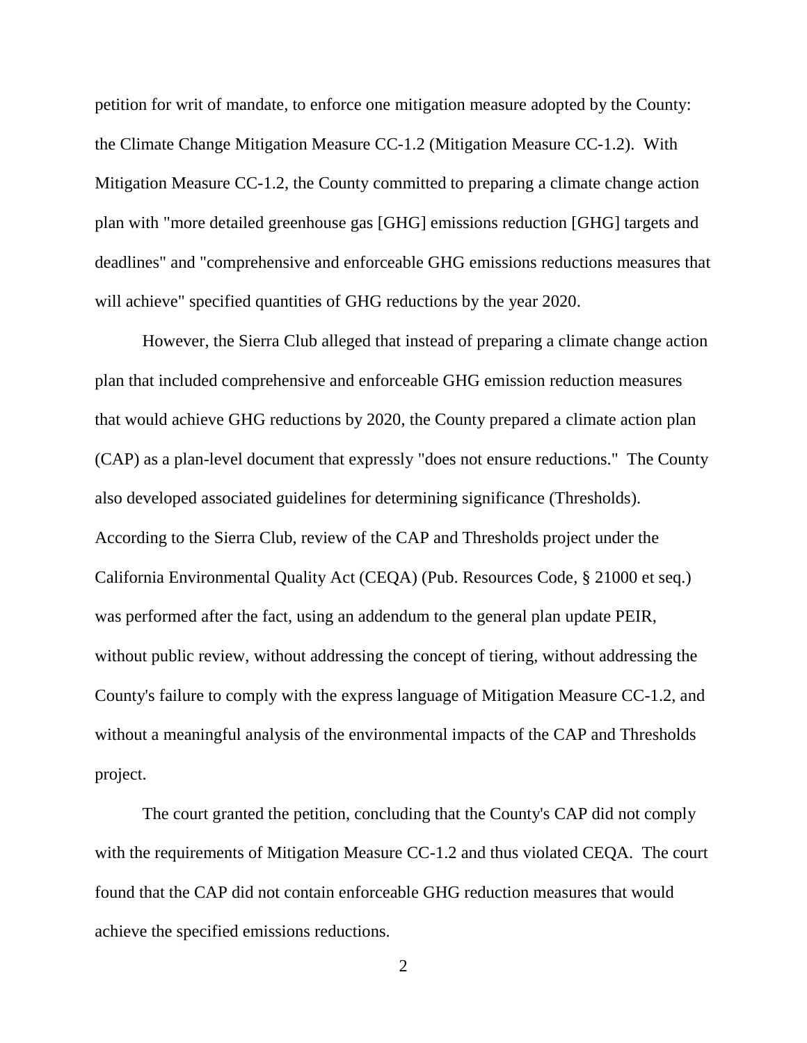petition for writ of mandate, to enforce one mitigation measure adopted by the County: the Climate Change Mitigation Measure CC-1.2 (Mitigation Measure CC-1.2). With Mitigation Measure CC-1.2, the County committed to preparing a climate change action plan with "more detailed greenhouse gas [GHG] emissions reduction [GHG] targets and deadlines" and "comprehensive and enforceable GHG emissions reductions measures that will achieve" specified quantities of GHG reductions by the year 2020.

However, the Sierra Club alleged that instead of preparing a climate change action plan that included comprehensive and enforceable GHG emission reduction measures that would achieve GHG reductions by 2020, the County prepared a climate action plan (CAP) as a plan-level document that expressly "does not ensure reductions." The County also developed associated guidelines for determining significance (Thresholds). According to the Sierra Club, review of the CAP and Thresholds project under the California Environmental Quality Act (CEQA) (Pub. Resources Code, § 21000 et seq.) was performed after the fact, using an addendum to the general plan update PEIR, without public review, without addressing the concept of tiering, without addressing the County's failure to comply with the express language of Mitigation Measure CC-1.2, and without a meaningful analysis of the environmental impacts of the CAP and Thresholds project.

The court granted the petition, concluding that the County's CAP did not comply with the requirements of Mitigation Measure CC-1.2 and thus violated CEQA. The court found that the CAP did not contain enforceable GHG reduction measures that would achieve the specified emissions reductions.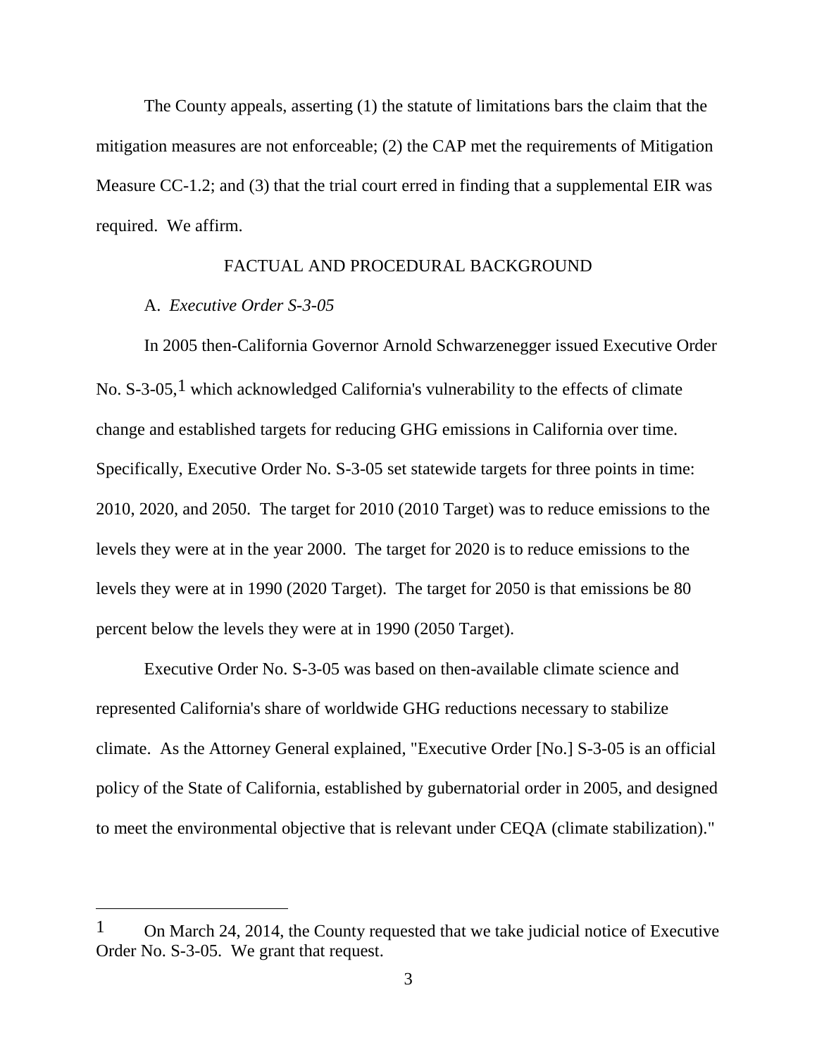The County appeals, asserting (1) the statute of limitations bars the claim that the mitigation measures are not enforceable; (2) the CAP met the requirements of Mitigation Measure CC-1.2; and (3) that the trial court erred in finding that a supplemental EIR was required. We affirm.

## FACTUAL AND PROCEDURAL BACKGROUND

### A. *Executive Order S-3-05*

In 2005 then-California Governor Arnold Schwarzenegger issued Executive Order No. S-3-05,[1] which acknowledged California's vulnerability to the effects of climate change and established targets for reducing GHG emissions in California over time. Specifically, Executive Order No. S-3-05 set statewide targets for three points in time: 2010, 2020, and 2050. The target for 2010 (2010 Target) was to reduce emissions to the levels they were at in the year 2000. The target for 2020 is to reduce emissions to the levels they were at in 1990 (2020 Target). The target for 2050 is that emissions be 80 percent below the levels they were at in 1990 (2050 Target).

Executive Order No. S-3-05 was based on then-available climate science and represented California's share of worldwide GHG reductions necessary to stabilize climate. As the Attorney General explained, "Executive Order [No.] S-3-05 is an official policy of the State of California, established by gubernatorial order in 2005, and designed to meet the environmental objective that is relevant under CEQA (climate stabilization)."

---

[1] On March 24, 2014, the County requested that we take judicial notice of Executive Order No. S-3-05. We grant that request.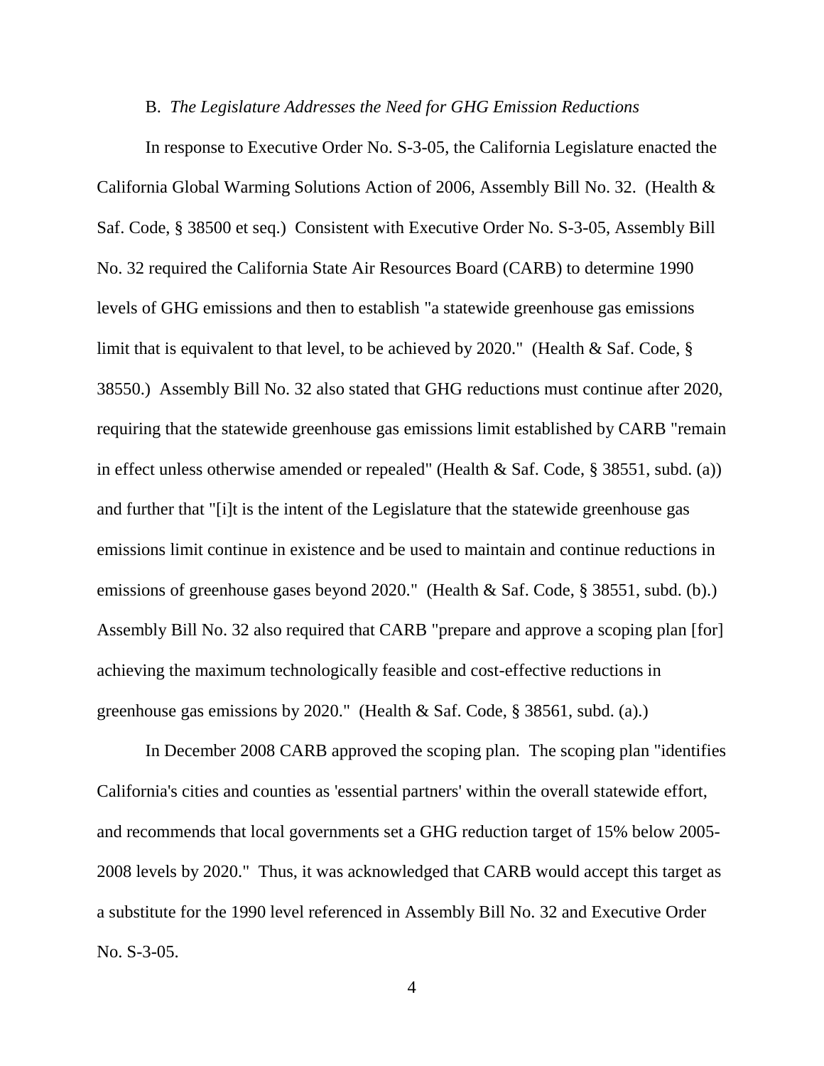B. *The Legislature Addresses the Need for GHG Emission Reductions*

In response to Executive Order No. S-3-05, the California Legislature enacted the California Global Warming Solutions Action of 2006, Assembly Bill No. 32. (Health & Saf. Code, § 38500 et seq.) Consistent with Executive Order No. S-3-05, Assembly Bill No. 32 required the California State Air Resources Board (CARB) to determine 1990 levels of GHG emissions and then to establish "a statewide greenhouse gas emissions limit that is equivalent to that level, to be achieved by 2020." (Health & Saf. Code, § 38550.) Assembly Bill No. 32 also stated that GHG reductions must continue after 2020, requiring that the statewide greenhouse gas emissions limit established by CARB "remain in effect unless otherwise amended or repealed" (Health & Saf. Code, § 38551, subd. (a)) and further that "[i]t is the intent of the Legislature that the statewide greenhouse gas emissions limit continue in existence and be used to maintain and continue reductions in emissions of greenhouse gases beyond 2020." (Health & Saf. Code, § 38551, subd. (b).) Assembly Bill No. 32 also required that CARB "prepare and approve a scoping plan [for] achieving the maximum technologically feasible and cost-effective reductions in greenhouse gas emissions by 2020." (Health & Saf. Code, § 38561, subd. (a).)

In December 2008 CARB approved the scoping plan. The scoping plan "identifies California's cities and counties as 'essential partners' within the overall statewide effort, and recommends that local governments set a GHG reduction target of 15% below 2005-2008 levels by 2020." Thus, it was acknowledged that CARB would accept this target as a substitute for the 1990 level referenced in Assembly Bill No. 32 and Executive Order No. S-3-05.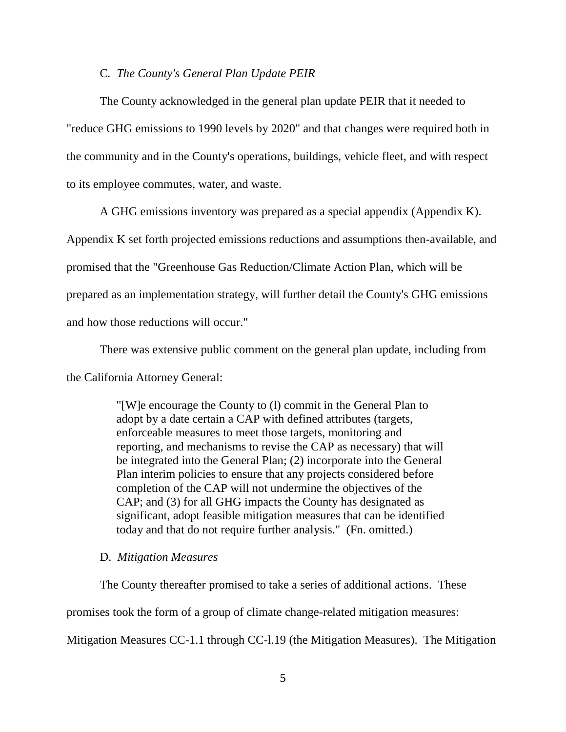### C. *The County's General Plan Update PEIR*

The County acknowledged in the general plan update PEIR that it needed to "reduce GHG emissions to 1990 levels by 2020" and that changes were required both in the community and in the County's operations, buildings, vehicle fleet, and with respect to its employee commutes, water, and waste.

A GHG emissions inventory was prepared as a special appendix (Appendix K). Appendix K set forth projected emissions reductions and assumptions then-available, and promised that the "Greenhouse Gas Reduction/Climate Action Plan, which will be prepared as an implementation strategy, will further detail the County's GHG emissions and how those reductions will occur."

There was extensive public comment on the general plan update, including from the California Attorney General:

> "[W]e encourage the County to (l) commit in the General Plan to adopt by a date certain a CAP with defined attributes (targets, enforceable measures to meet those targets, monitoring and reporting, and mechanisms to revise the CAP as necessary) that will be integrated into the General Plan; (2) incorporate into the General Plan interim policies to ensure that any projects considered before completion of the CAP will not undermine the objectives of the CAP; and (3) for all GHG impacts the County has designated as significant, adopt feasible mitigation measures that can be identified today and that do not require further analysis." (Fn. omitted.)

### D. *Mitigation Measures*

The County thereafter promised to take a series of additional actions. These promises took the form of a group of climate change-related mitigation measures: Mitigation Measures CC-1.1 through CC-l.19 (the Mitigation Measures). The Mitigation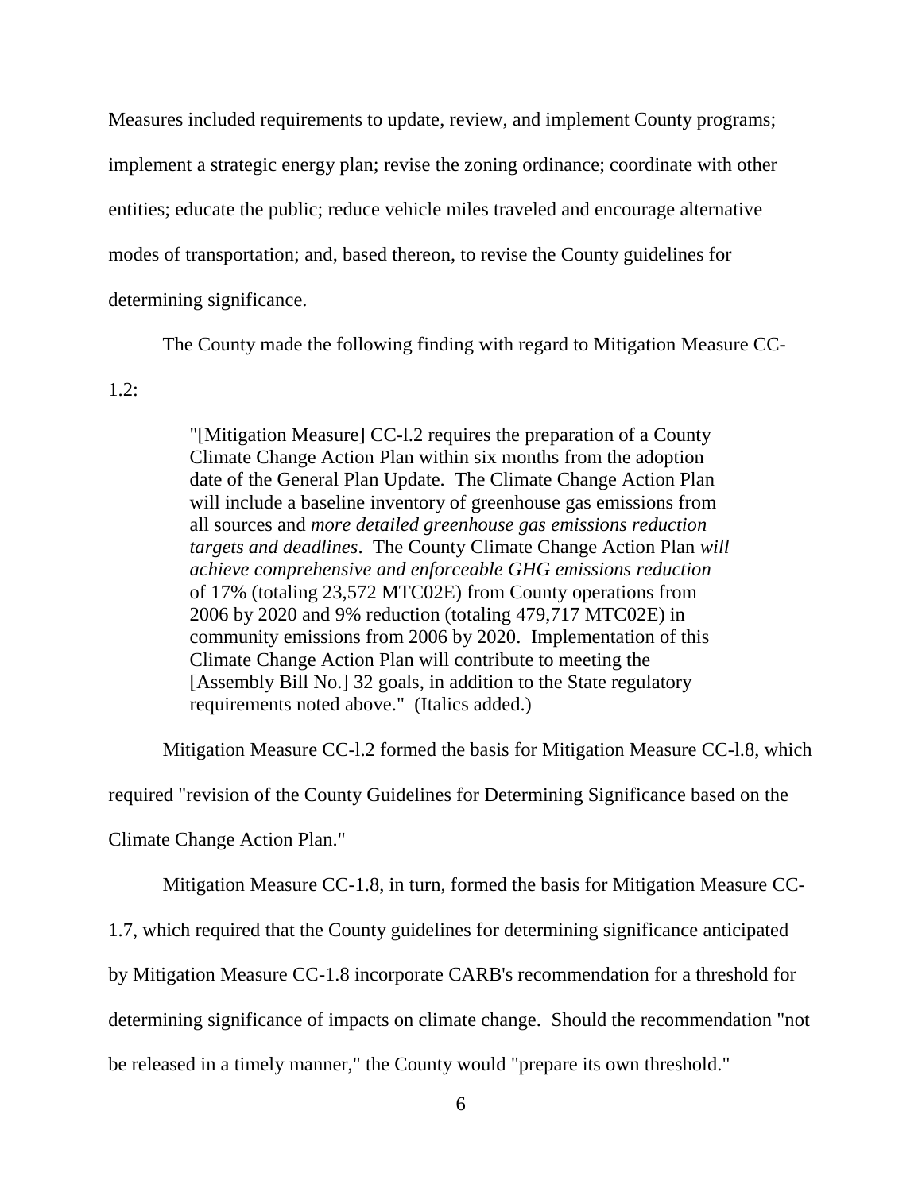Measures included requirements to update, review, and implement County programs; implement a strategic energy plan; revise the zoning ordinance; coordinate with other entities; educate the public; reduce vehicle miles traveled and encourage alternative modes of transportation; and, based thereon, to revise the County guidelines for determining significance.

The County made the following finding with regard to Mitigation Measure CC-1.2:

> "[Mitigation Measure] CC-l.2 requires the preparation of a County Climate Change Action Plan within six months from the adoption date of the General Plan Update. The Climate Change Action Plan will include a baseline inventory of greenhouse gas emissions from all sources and *more detailed greenhouse gas emissions reduction targets and deadlines*. The County Climate Change Action Plan *will achieve comprehensive and enforceable GHG emissions reduction* of 17% (totaling 23,572 MTC02E) from County operations from 2006 by 2020 and 9% reduction (totaling 479,717 MTC02E) in community emissions from 2006 by 2020. Implementation of this Climate Change Action Plan will contribute to meeting the [Assembly Bill No.] 32 goals, in addition to the State regulatory requirements noted above." (Italics added.)

Mitigation Measure CC-l.2 formed the basis for Mitigation Measure CC-l.8, which required "revision of the County Guidelines for Determining Significance based on the Climate Change Action Plan."

Mitigation Measure CC-1.8, in turn, formed the basis for Mitigation Measure CC-1.7, which required that the County guidelines for determining significance anticipated by Mitigation Measure CC-1.8 incorporate CARB's recommendation for a threshold for determining significance of impacts on climate change. Should the recommendation "not be released in a timely manner," the County would "prepare its own threshold."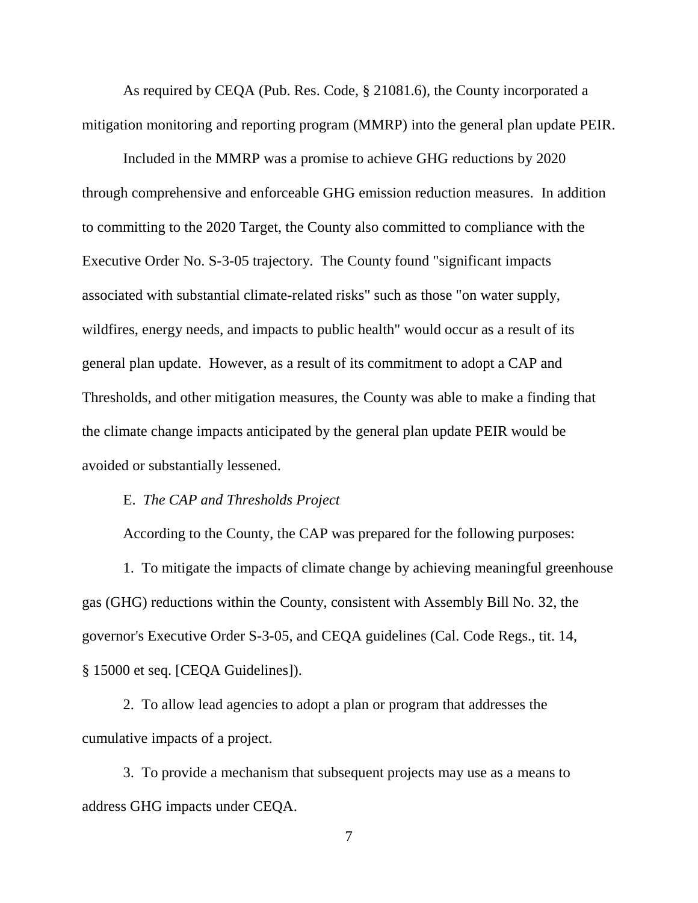As required by CEQA (Pub. Res. Code, § 21081.6), the County incorporated a mitigation monitoring and reporting program (MMRP) into the general plan update PEIR.

Included in the MMRP was a promise to achieve GHG reductions by 2020 through comprehensive and enforceable GHG emission reduction measures. In addition to committing to the 2020 Target, the County also committed to compliance with the Executive Order No. S-3-05 trajectory. The County found "significant impacts associated with substantial climate-related risks" such as those "on water supply, wildfires, energy needs, and impacts to public health" would occur as a result of its general plan update. However, as a result of its commitment to adopt a CAP and Thresholds, and other mitigation measures, the County was able to make a finding that the climate change impacts anticipated by the general plan update PEIR would be avoided or substantially lessened.

E. *The CAP and Thresholds Project*

According to the County, the CAP was prepared for the following purposes:

1. To mitigate the impacts of climate change by achieving meaningful greenhouse gas (GHG) reductions within the County, consistent with Assembly Bill No. 32, the governor's Executive Order S-3-05, and CEQA guidelines (Cal. Code Regs., tit. 14, § 15000 et seq. [CEQA Guidelines]).

2. To allow lead agencies to adopt a plan or program that addresses the cumulative impacts of a project.

3. To provide a mechanism that subsequent projects may use as a means to address GHG impacts under CEQA.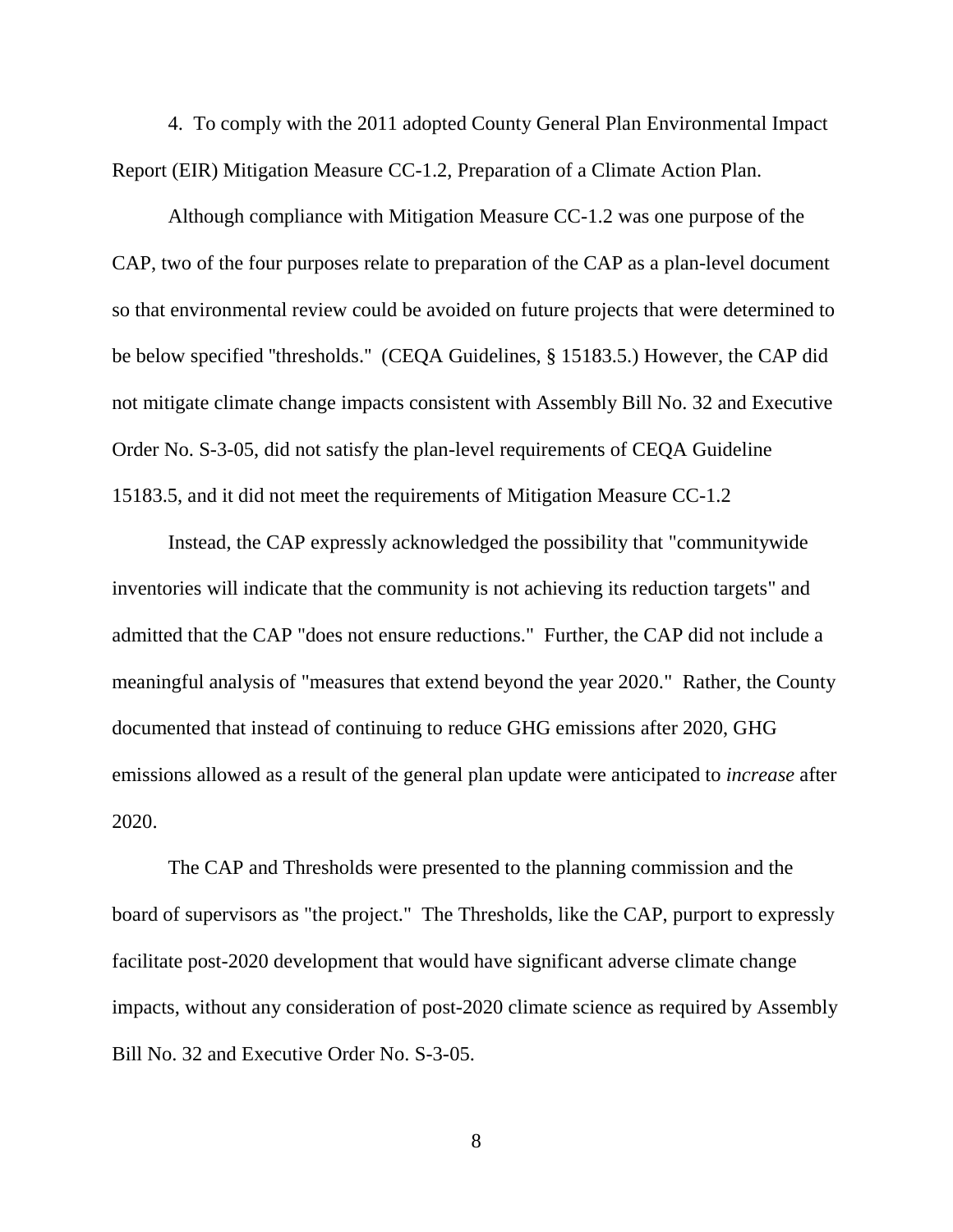4. To comply with the 2011 adopted County General Plan Environmental Impact Report (EIR) Mitigation Measure CC-1.2, Preparation of a Climate Action Plan.

Although compliance with Mitigation Measure CC-1.2 was one purpose of the CAP, two of the four purposes relate to preparation of the CAP as a plan-level document so that environmental review could be avoided on future projects that were determined to be below specified "thresholds." (CEQA Guidelines, § 15183.5.) However, the CAP did not mitigate climate change impacts consistent with Assembly Bill No. 32 and Executive Order No. S-3-05, did not satisfy the plan-level requirements of CEQA Guideline 15183.5, and it did not meet the requirements of Mitigation Measure CC-1.2

Instead, the CAP expressly acknowledged the possibility that "communitywide inventories will indicate that the community is not achieving its reduction targets" and admitted that the CAP "does not ensure reductions." Further, the CAP did not include a meaningful analysis of "measures that extend beyond the year 2020." Rather, the County documented that instead of continuing to reduce GHG emissions after 2020, GHG emissions allowed as a result of the general plan update were anticipated to *increase* after 2020.

The CAP and Thresholds were presented to the planning commission and the board of supervisors as "the project." The Thresholds, like the CAP, purport to expressly facilitate post-2020 development that would have significant adverse climate change impacts, without any consideration of post-2020 climate science as required by Assembly Bill No. 32 and Executive Order No. S-3-05.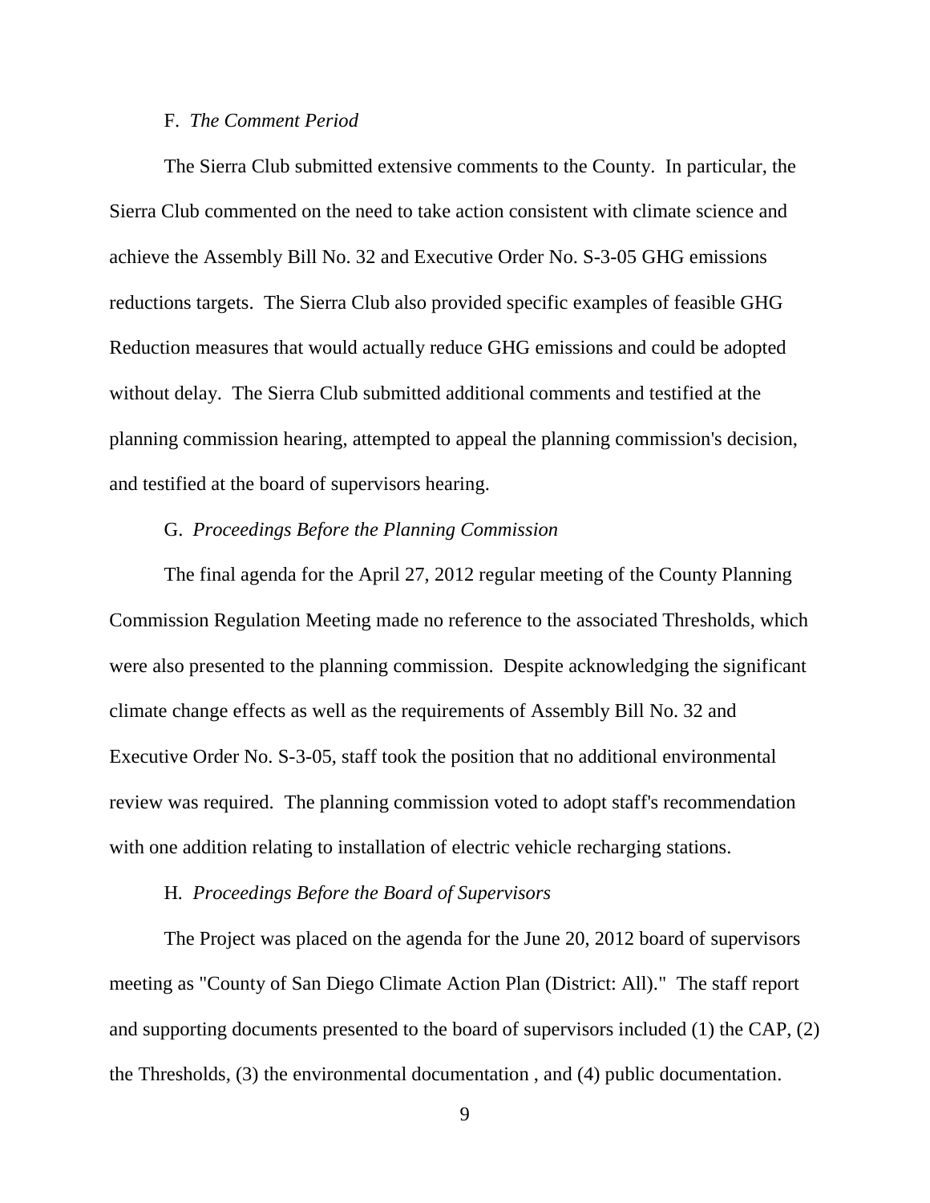F. *The Comment Period*

The Sierra Club submitted extensive comments to the County. In particular, the Sierra Club commented on the need to take action consistent with climate science and achieve the Assembly Bill No. 32 and Executive Order No. S-3-05 GHG emissions reductions targets. The Sierra Club also provided specific examples of feasible GHG Reduction measures that would actually reduce GHG emissions and could be adopted without delay. The Sierra Club submitted additional comments and testified at the planning commission hearing, attempted to appeal the planning commission's decision, and testified at the board of supervisors hearing.

G. *Proceedings Before the Planning Commission*

The final agenda for the April 27, 2012 regular meeting of the County Planning Commission Regulation Meeting made no reference to the associated Thresholds, which were also presented to the planning commission. Despite acknowledging the significant climate change effects as well as the requirements of Assembly Bill No. 32 and Executive Order No. S-3-05, staff took the position that no additional environmental review was required. The planning commission voted to adopt staff's recommendation with one addition relating to installation of electric vehicle recharging stations.

H. *Proceedings Before the Board of Supervisors*

The Project was placed on the agenda for the June 20, 2012 board of supervisors meeting as "County of San Diego Climate Action Plan (District: All)." The staff report and supporting documents presented to the board of supervisors included (1) the CAP, (2) the Thresholds, (3) the environmental documentation , and (4) public documentation.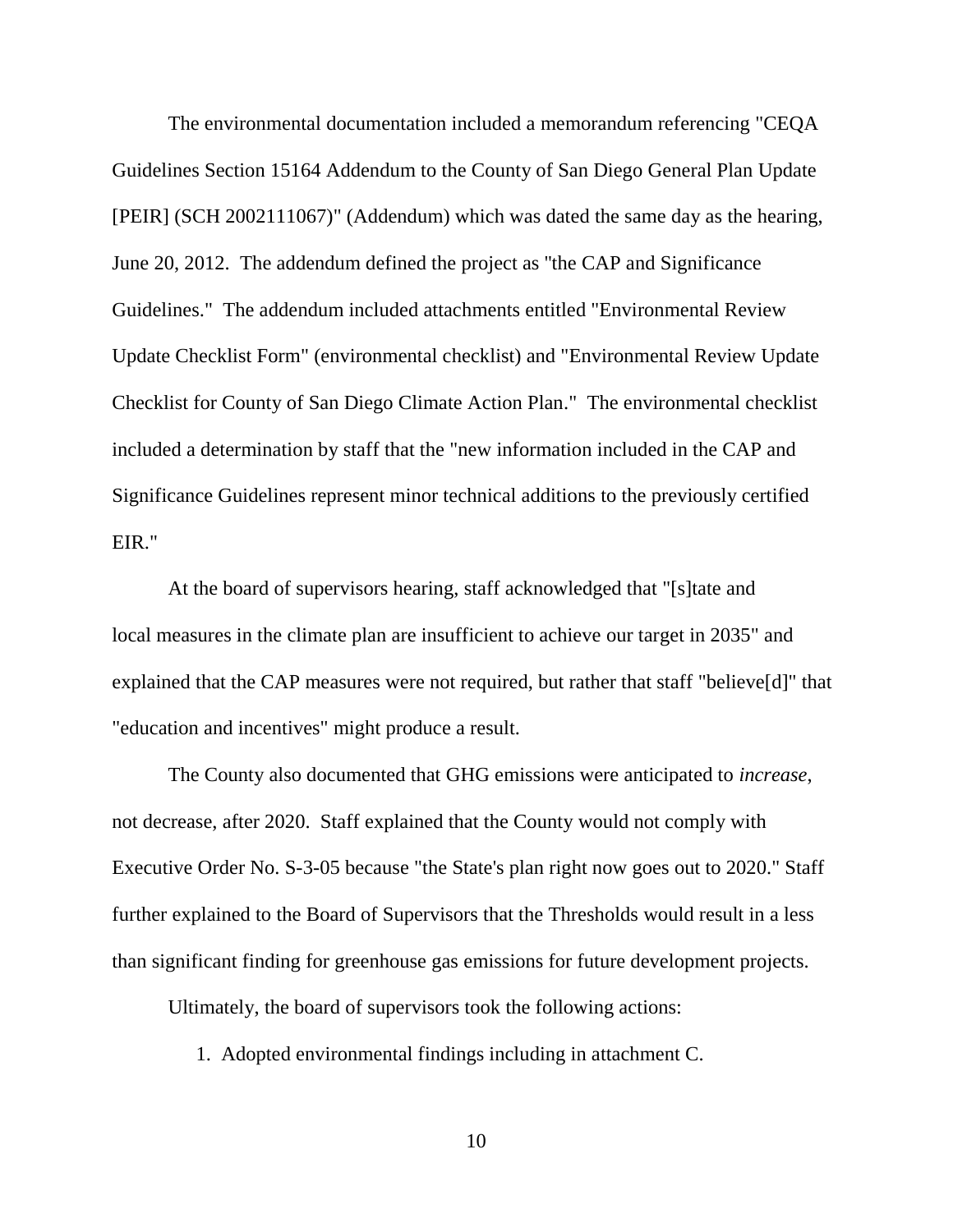The environmental documentation included a memorandum referencing "CEQA Guidelines Section 15164 Addendum to the County of San Diego General Plan Update [PEIR] (SCH 2002111067)" (Addendum) which was dated the same day as the hearing, June 20, 2012. The addendum defined the project as "the CAP and Significance Guidelines." The addendum included attachments entitled "Environmental Review Update Checklist Form" (environmental checklist) and "Environmental Review Update Checklist for County of San Diego Climate Action Plan." The environmental checklist included a determination by staff that the "new information included in the CAP and Significance Guidelines represent minor technical additions to the previously certified EIR."

At the board of supervisors hearing, staff acknowledged that "[s]tate and local measures in the climate plan are insufficient to achieve our target in 2035" and explained that the CAP measures were not required, but rather that staff "believe[d]" that "education and incentives" might produce a result.

The County also documented that GHG emissions were anticipated to *increase*, not decrease, after 2020. Staff explained that the County would not comply with Executive Order No. S-3-05 because "the State's plan right now goes out to 2020." Staff further explained to the Board of Supervisors that the Thresholds would result in a less than significant finding for greenhouse gas emissions for future development projects.

Ultimately, the board of supervisors took the following actions:

1. Adopted environmental findings including in attachment C.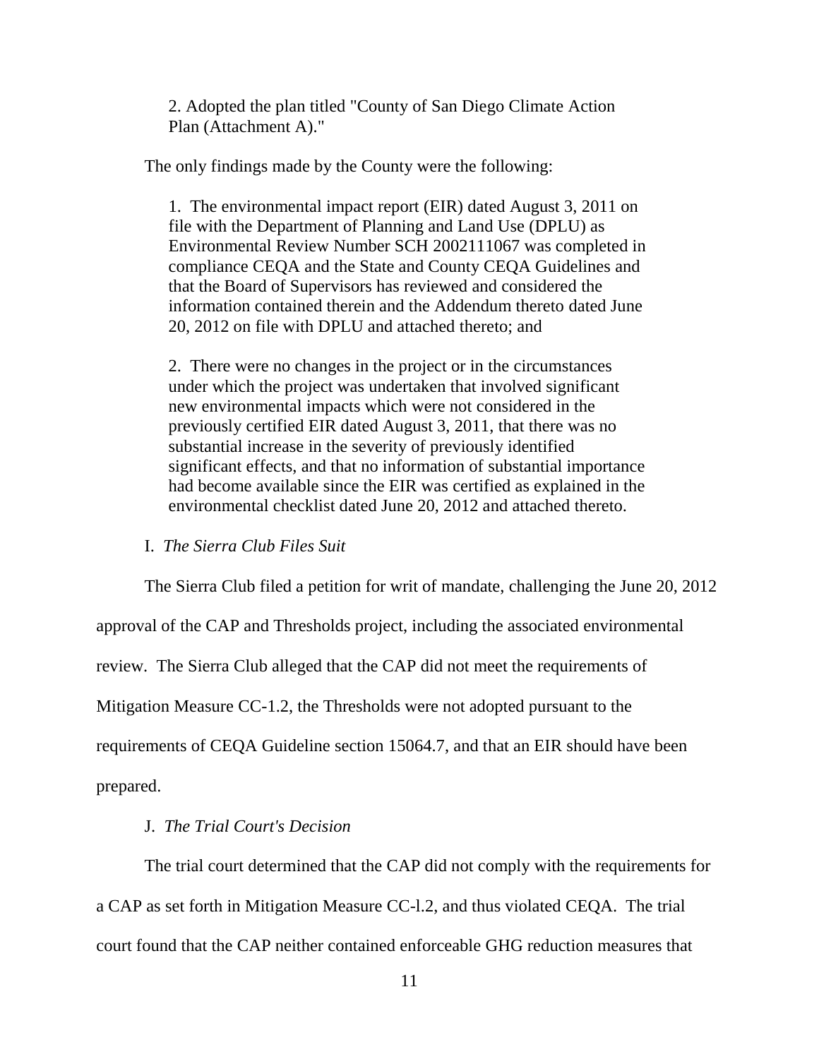> 2. Adopted the plan titled "County of San Diego Climate Action Plan (Attachment A)."

The only findings made by the County were the following:

> 1. The environmental impact report (EIR) dated August 3, 2011 on file with the Department of Planning and Land Use (DPLU) as Environmental Review Number SCH 2002111067 was completed in compliance CEQA and the State and County CEQA Guidelines and that the Board of Supervisors has reviewed and considered the information contained therein and the Addendum thereto dated June 20, 2012 on file with DPLU and attached thereto; and
>
> 2. There were no changes in the project or in the circumstances under which the project was undertaken that involved significant new environmental impacts which were not considered in the previously certified EIR dated August 3, 2011, that there was no substantial increase in the severity of previously identified significant effects, and that no information of substantial importance had become available since the EIR was certified as explained in the environmental checklist dated June 20, 2012 and attached thereto.

### I. *The Sierra Club Files Suit*

The Sierra Club filed a petition for writ of mandate, challenging the June 20, 2012 approval of the CAP and Thresholds project, including the associated environmental review. The Sierra Club alleged that the CAP did not meet the requirements of Mitigation Measure CC-1.2, the Thresholds were not adopted pursuant to the requirements of CEQA Guideline section 15064.7, and that an EIR should have been prepared.

### J. *The Trial Court's Decision*

The trial court determined that the CAP did not comply with the requirements for a CAP as set forth in Mitigation Measure CC-l.2, and thus violated CEQA. The trial court found that the CAP neither contained enforceable GHG reduction measures that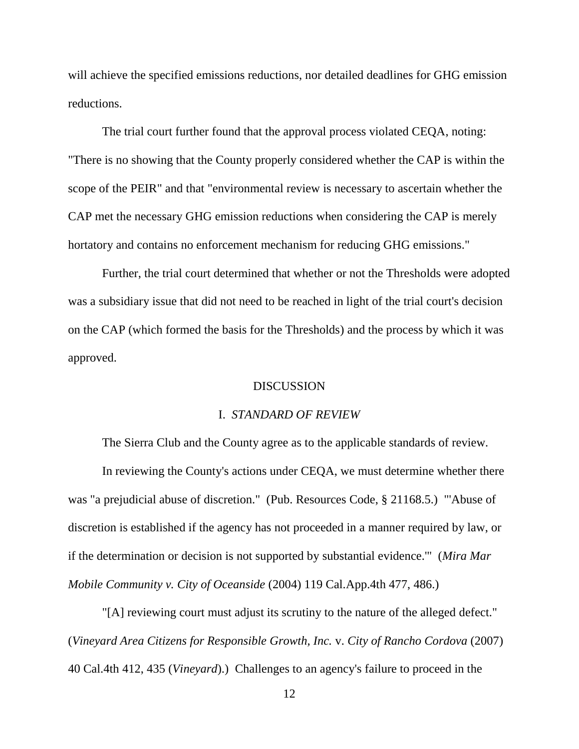will achieve the specified emissions reductions, nor detailed deadlines for GHG emission reductions.

The trial court further found that the approval process violated CEQA, noting: "There is no showing that the County properly considered whether the CAP is within the scope of the PEIR" and that "environmental review is necessary to ascertain whether the CAP met the necessary GHG emission reductions when considering the CAP is merely hortatory and contains no enforcement mechanism for reducing GHG emissions."

Further, the trial court determined that whether or not the Thresholds were adopted was a subsidiary issue that did not need to be reached in light of the trial court's decision on the CAP (which formed the basis for the Thresholds) and the process by which it was approved.

## DISCUSSION

### I. *STANDARD OF REVIEW*

The Sierra Club and the County agree as to the applicable standards of review.

In reviewing the County's actions under CEQA, we must determine whether there was "a prejudicial abuse of discretion." (Pub. Resources Code, § 21168.5.) "'Abuse of discretion is established if the agency has not proceeded in a manner required by law, or if the determination or decision is not supported by substantial evidence.'" (*Mira Mar Mobile Community v. City of Oceanside* (2004) 119 Cal.App.4th 477, 486.)

"[A] reviewing court must adjust its scrutiny to the nature of the alleged defect." (*Vineyard Area Citizens for Responsible Growth, Inc.* v. *City of Rancho Cordova* (2007) 40 Cal.4th 412, 435 (*Vineyard*).) Challenges to an agency's failure to proceed in the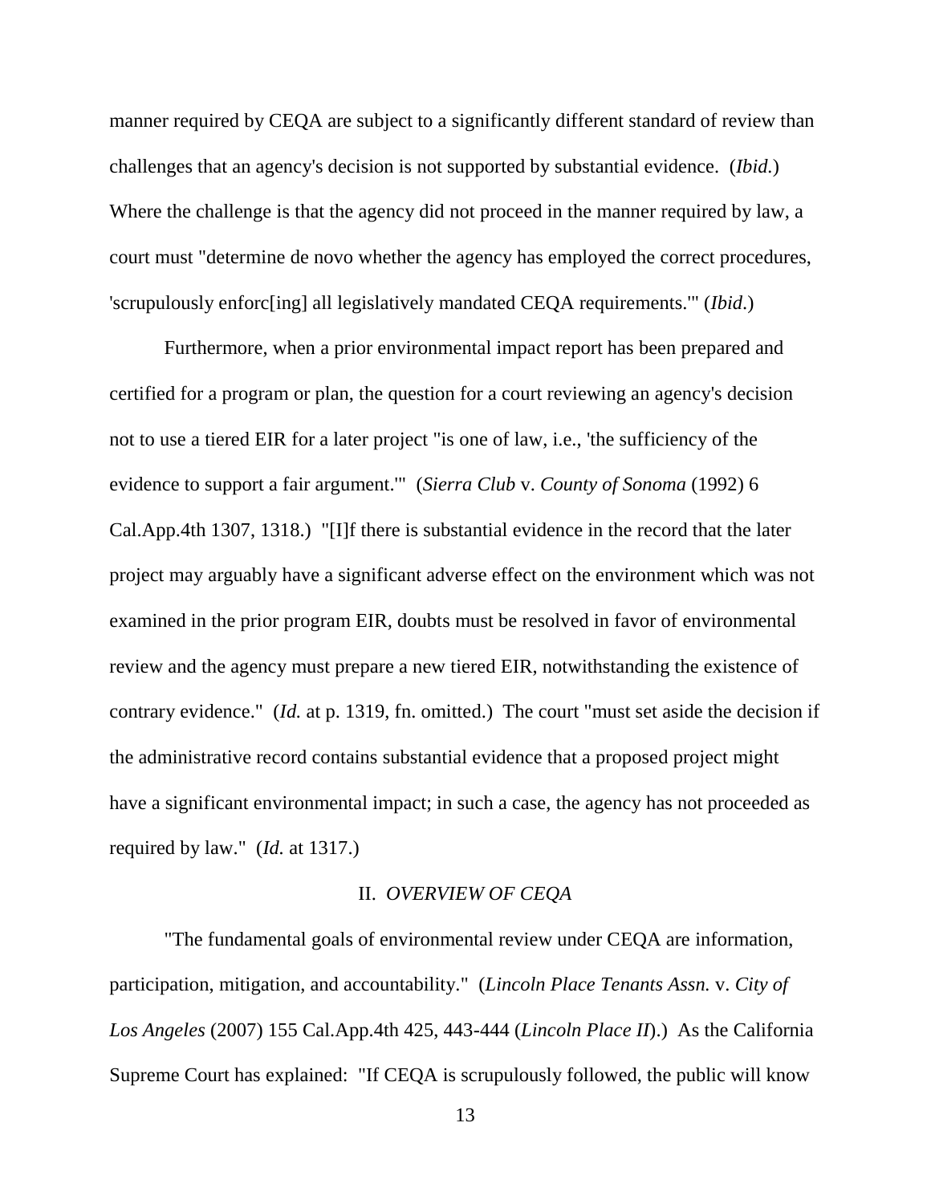manner required by CEQA are subject to a significantly different standard of review than challenges that an agency's decision is not supported by substantial evidence. (*Ibid.*) Where the challenge is that the agency did not proceed in the manner required by law, a court must "determine de novo whether the agency has employed the correct procedures, 'scrupulously enforc[ing] all legislatively mandated CEQA requirements.'" (*Ibid.*)

Furthermore, when a prior environmental impact report has been prepared and certified for a program or plan, the question for a court reviewing an agency's decision not to use a tiered EIR for a later project "is one of law, i.e., 'the sufficiency of the evidence to support a fair argument.'" (*Sierra Club* v. *County of Sonoma* (1992) 6 Cal.App.4th 1307, 1318.) "[I]f there is substantial evidence in the record that the later project may arguably have a significant adverse effect on the environment which was not examined in the prior program EIR, doubts must be resolved in favor of environmental review and the agency must prepare a new tiered EIR, notwithstanding the existence of contrary evidence." (*Id.* at p. 1319, fn. omitted.) The court "must set aside the decision if the administrative record contains substantial evidence that a proposed project might have a significant environmental impact; in such a case, the agency has not proceeded as required by law." (*Id.* at 1317.)

## II. *OVERVIEW OF CEQA*

"The fundamental goals of environmental review under CEQA are information, participation, mitigation, and accountability." (*Lincoln Place Tenants Assn.* v. *City of Los Angeles* (2007) 155 Cal.App.4th 425, 443-444 (*Lincoln Place II*).) As the California Supreme Court has explained: "If CEQA is scrupulously followed, the public will know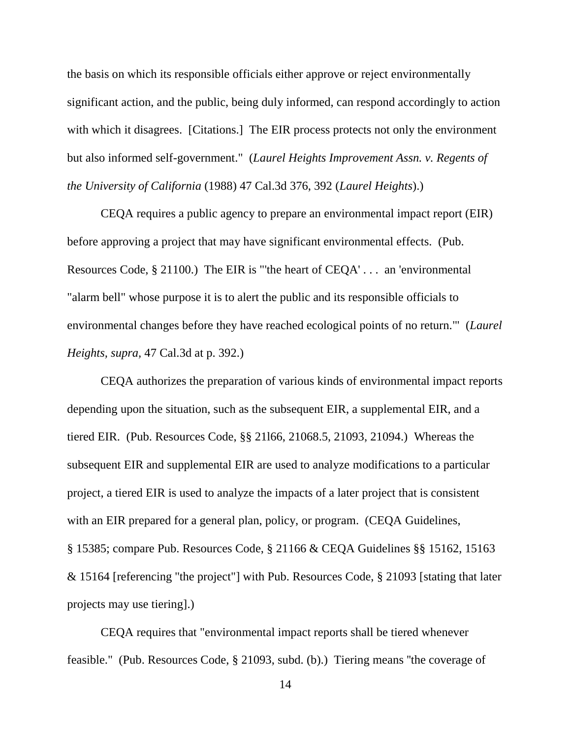the basis on which its responsible officials either approve or reject environmentally significant action, and the public, being duly informed, can respond accordingly to action with which it disagrees. [Citations.] The EIR process protects not only the environment but also informed self-government." (*Laurel Heights Improvement Assn. v. Regents of the University of California* (1988) 47 Cal.3d 376, 392 (*Laurel Heights*).)

CEQA requires a public agency to prepare an environmental impact report (EIR) before approving a project that may have significant environmental effects. (Pub. Resources Code, § 21100.) The EIR is "'the heart of CEQA' . . . an 'environmental "alarm bell" whose purpose it is to alert the public and its responsible officials to environmental changes before they have reached ecological points of no return.'" (*Laurel Heights, supra*, 47 Cal.3d at p. 392.)

CEQA authorizes the preparation of various kinds of environmental impact reports depending upon the situation, such as the subsequent EIR, a supplemental EIR, and a tiered EIR. (Pub. Resources Code, §§ 21l66, 21068.5, 21093, 21094.) Whereas the subsequent EIR and supplemental EIR are used to analyze modifications to a particular project, a tiered EIR is used to analyze the impacts of a later project that is consistent with an EIR prepared for a general plan, policy, or program. (CEQA Guidelines, § 15385; compare Pub. Resources Code, § 21166 & CEQA Guidelines §§ 15162, 15163 & 15164 [referencing "the project"] with Pub. Resources Code, § 21093 [stating that later projects may use tiering].)

CEQA requires that "environmental impact reports shall be tiered whenever feasible." (Pub. Resources Code, § 21093, subd. (b).) Tiering means "the coverage of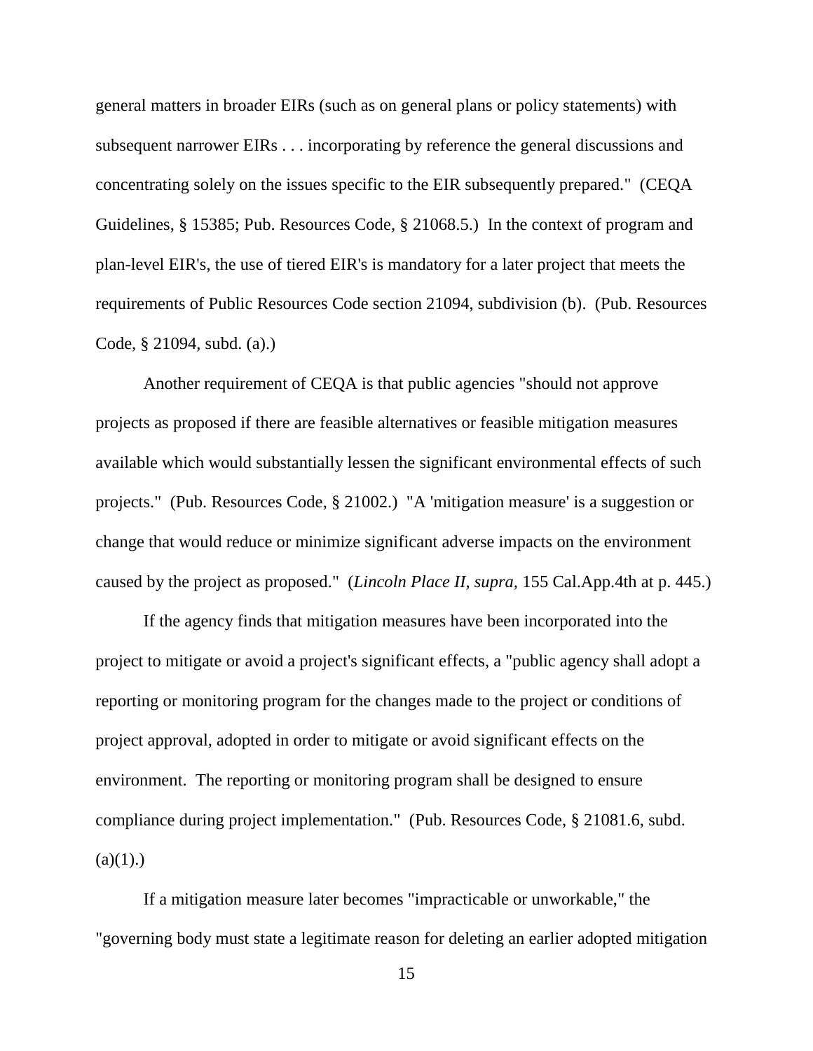general matters in broader EIRs (such as on general plans or policy statements) with subsequent narrower EIRs . . . incorporating by reference the general discussions and concentrating solely on the issues specific to the EIR subsequently prepared." (CEQA Guidelines, § 15385; Pub. Resources Code, § 21068.5.) In the context of program and plan-level EIR's, the use of tiered EIR's is mandatory for a later project that meets the requirements of Public Resources Code section 21094, subdivision (b). (Pub. Resources Code, § 21094, subd. (a).)

Another requirement of CEQA is that public agencies "should not approve projects as proposed if there are feasible alternatives or feasible mitigation measures available which would substantially lessen the significant environmental effects of such projects." (Pub. Resources Code, § 21002.) "A 'mitigation measure' is a suggestion or change that would reduce or minimize significant adverse impacts on the environment caused by the project as proposed." (*Lincoln Place II, supra,* 155 Cal.App.4th at p. 445.)

If the agency finds that mitigation measures have been incorporated into the project to mitigate or avoid a project's significant effects, a "public agency shall adopt a reporting or monitoring program for the changes made to the project or conditions of project approval, adopted in order to mitigate or avoid significant effects on the environment. The reporting or monitoring program shall be designed to ensure compliance during project implementation." (Pub. Resources Code, § 21081.6, subd. (a)(1).)

If a mitigation measure later becomes "impracticable or unworkable," the "governing body must state a legitimate reason for deleting an earlier adopted mitigation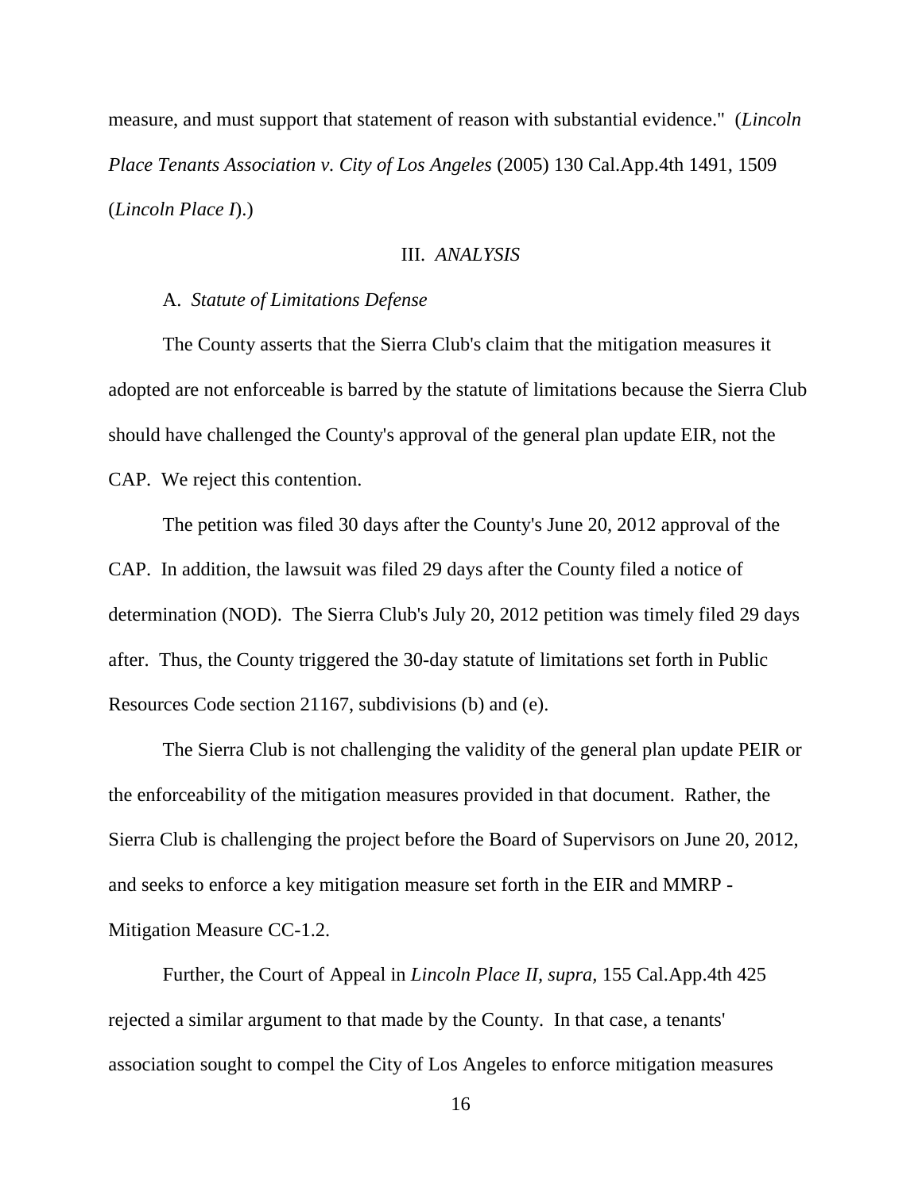measure, and must support that statement of reason with substantial evidence." (*Lincoln Place Tenants Association v. City of Los Angeles* (2005) 130 Cal.App.4th 1491, 1509 (*Lincoln Place I*).)

### III. *ANALYSIS*

#### A. *Statute of Limitations Defense*

The County asserts that the Sierra Club's claim that the mitigation measures it adopted are not enforceable is barred by the statute of limitations because the Sierra Club should have challenged the County's approval of the general plan update EIR, not the CAP. We reject this contention.

The petition was filed 30 days after the County's June 20, 2012 approval of the CAP. In addition, the lawsuit was filed 29 days after the County filed a notice of determination (NOD). The Sierra Club's July 20, 2012 petition was timely filed 29 days after. Thus, the County triggered the 30-day statute of limitations set forth in Public Resources Code section 21167, subdivisions (b) and (e).

The Sierra Club is not challenging the validity of the general plan update PEIR or the enforceability of the mitigation measures provided in that document. Rather, the Sierra Club is challenging the project before the Board of Supervisors on June 20, 2012, and seeks to enforce a key mitigation measure set forth in the EIR and MMRP - Mitigation Measure CC-1.2.

Further, the Court of Appeal in *Lincoln Place II, supra,* 155 Cal.App.4th 425 rejected a similar argument to that made by the County. In that case, a tenants' association sought to compel the City of Los Angeles to enforce mitigation measures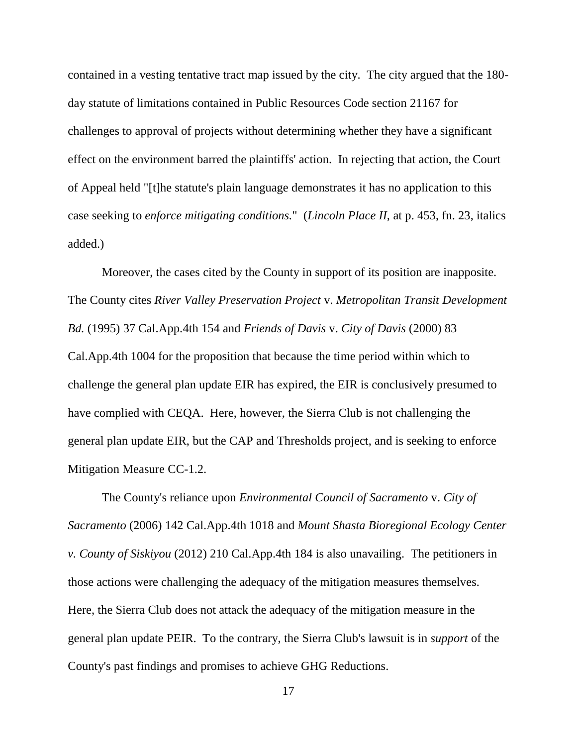contained in a vesting tentative tract map issued by the city. The city argued that the 180-day statute of limitations contained in Public Resources Code section 21167 for challenges to approval of projects without determining whether they have a significant effect on the environment barred the plaintiffs' action. In rejecting that action, the Court of Appeal held "[t]he statute's plain language demonstrates it has no application to this case seeking to *enforce mitigating conditions.*" (*Lincoln Place II*, at p. 453, fn. 23, italics added.)

Moreover, the cases cited by the County in support of its position are inapposite. The County cites *River Valley Preservation Project* v. *Metropolitan Transit Development Bd.* (1995) 37 Cal.App.4th 154 and *Friends of Davis* v. *City of Davis* (2000) 83 Cal.App.4th 1004 for the proposition that because the time period within which to challenge the general plan update EIR has expired, the EIR is conclusively presumed to have complied with CEQA. Here, however, the Sierra Club is not challenging the general plan update EIR, but the CAP and Thresholds project, and is seeking to enforce Mitigation Measure CC-1.2.

The County's reliance upon *Environmental Council of Sacramento* v. *City of Sacramento* (2006) 142 Cal.App.4th 1018 and *Mount Shasta Bioregional Ecology Center v. County of Siskiyou* (2012) 210 Cal.App.4th 184 is also unavailing. The petitioners in those actions were challenging the adequacy of the mitigation measures themselves. Here, the Sierra Club does not attack the adequacy of the mitigation measure in the general plan update PEIR. To the contrary, the Sierra Club's lawsuit is in *support* of the County's past findings and promises to achieve GHG Reductions.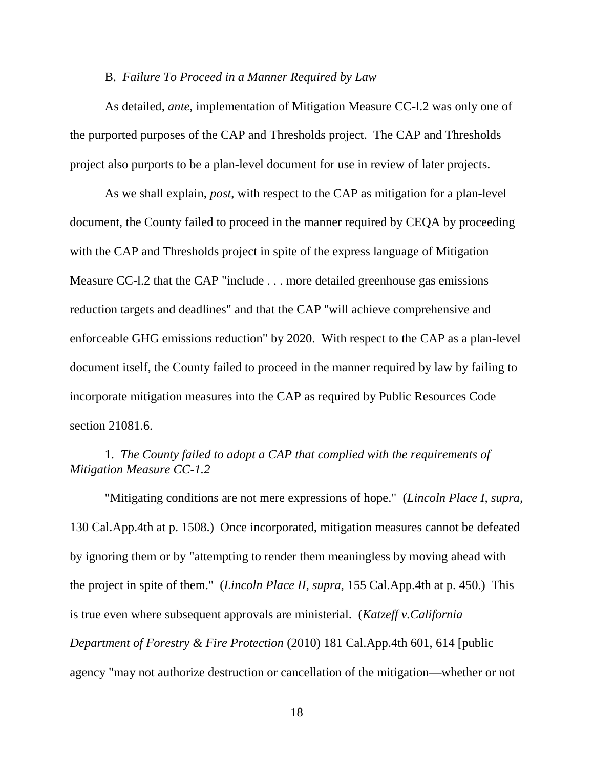B. *Failure To Proceed in a Manner Required by Law*

As detailed, *ante*, implementation of Mitigation Measure CC-l.2 was only one of the purported purposes of the CAP and Thresholds project. The CAP and Thresholds project also purports to be a plan-level document for use in review of later projects.

As we shall explain, *post*, with respect to the CAP as mitigation for a plan-level document, the County failed to proceed in the manner required by CEQA by proceeding with the CAP and Thresholds project in spite of the express language of Mitigation Measure CC-l.2 that the CAP "include . . . more detailed greenhouse gas emissions reduction targets and deadlines" and that the CAP "will achieve comprehensive and enforceable GHG emissions reduction" by 2020. With respect to the CAP as a plan-level document itself, the County failed to proceed in the manner required by law by failing to incorporate mitigation measures into the CAP as required by Public Resources Code section 21081.6.

1. *The County failed to adopt a CAP that complied with the requirements of Mitigation Measure CC-1.2*

"Mitigating conditions are not mere expressions of hope." (*Lincoln Place I*, *supra*, 130 Cal.App.4th at p. 1508.) Once incorporated, mitigation measures cannot be defeated by ignoring them or by "attempting to render them meaningless by moving ahead with the project in spite of them." (*Lincoln Place II*, *supra*, 155 Cal.App.4th at p. 450.) This is true even where subsequent approvals are ministerial. (*Katzeff v.California Department of Forestry & Fire Protection* (2010) 181 Cal.App.4th 601, 614 [public agency "may not authorize destruction or cancellation of the mitigation—whether or not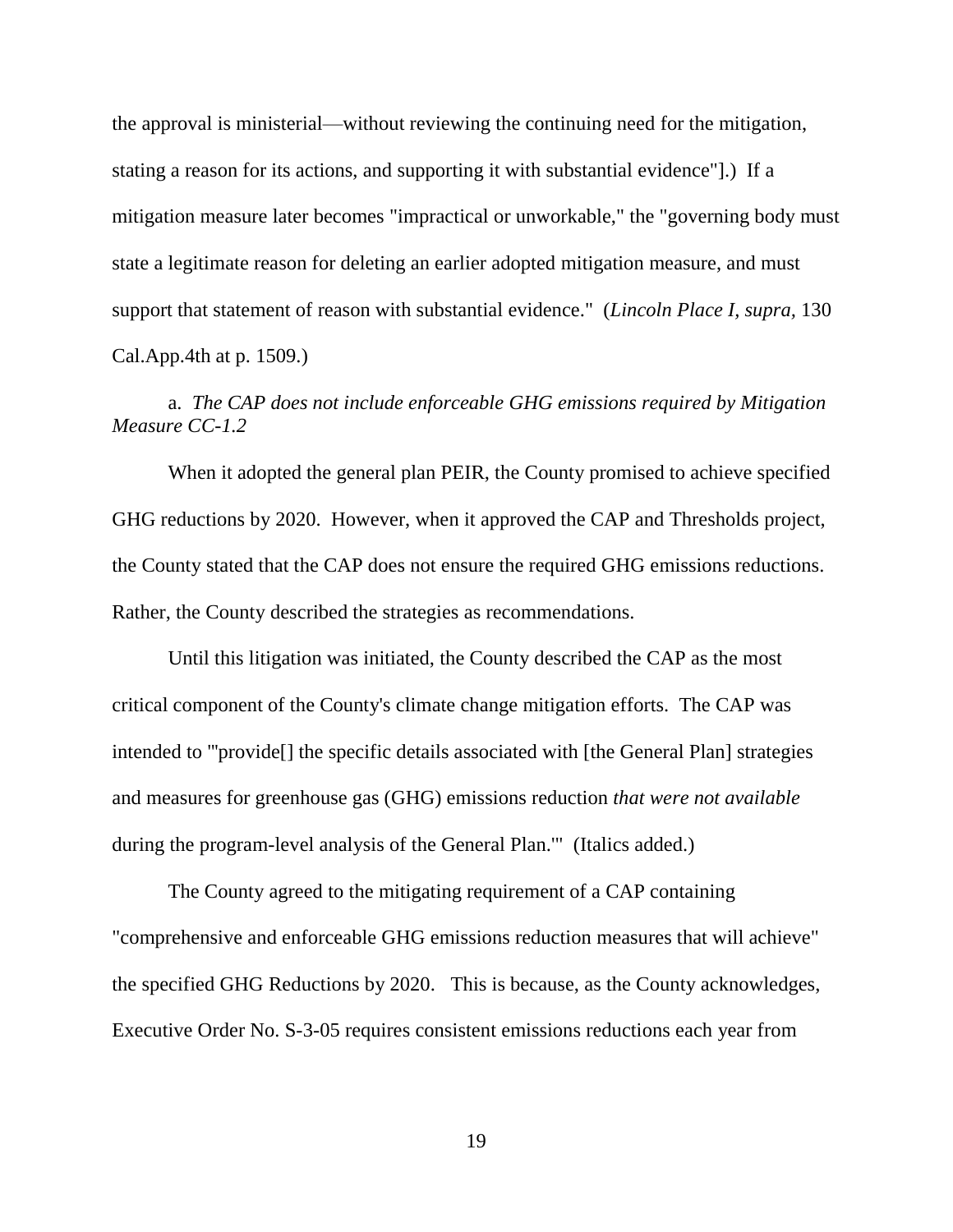the approval is ministerial—without reviewing the continuing need for the mitigation, stating a reason for its actions, and supporting it with substantial evidence"].) If a mitigation measure later becomes "impractical or unworkable," the "governing body must state a legitimate reason for deleting an earlier adopted mitigation measure, and must support that statement of reason with substantial evidence." (*Lincoln Place I, supra,* 130 Cal.App.4th at p. 1509.)

a. *The CAP does not include enforceable GHG emissions required by Mitigation Measure CC-1.2*

When it adopted the general plan PEIR, the County promised to achieve specified GHG reductions by 2020. However, when it approved the CAP and Thresholds project, the County stated that the CAP does not ensure the required GHG emissions reductions. Rather, the County described the strategies as recommendations.

Until this litigation was initiated, the County described the CAP as the most critical component of the County's climate change mitigation efforts. The CAP was intended to "'provide[] the specific details associated with [the General Plan] strategies and measures for greenhouse gas (GHG) emissions reduction *that were not available* during the program-level analysis of the General Plan.'" (Italics added.)

The County agreed to the mitigating requirement of a CAP containing "comprehensive and enforceable GHG emissions reduction measures that will achieve" the specified GHG Reductions by 2020. This is because, as the County acknowledges, Executive Order No. S-3-05 requires consistent emissions reductions each year from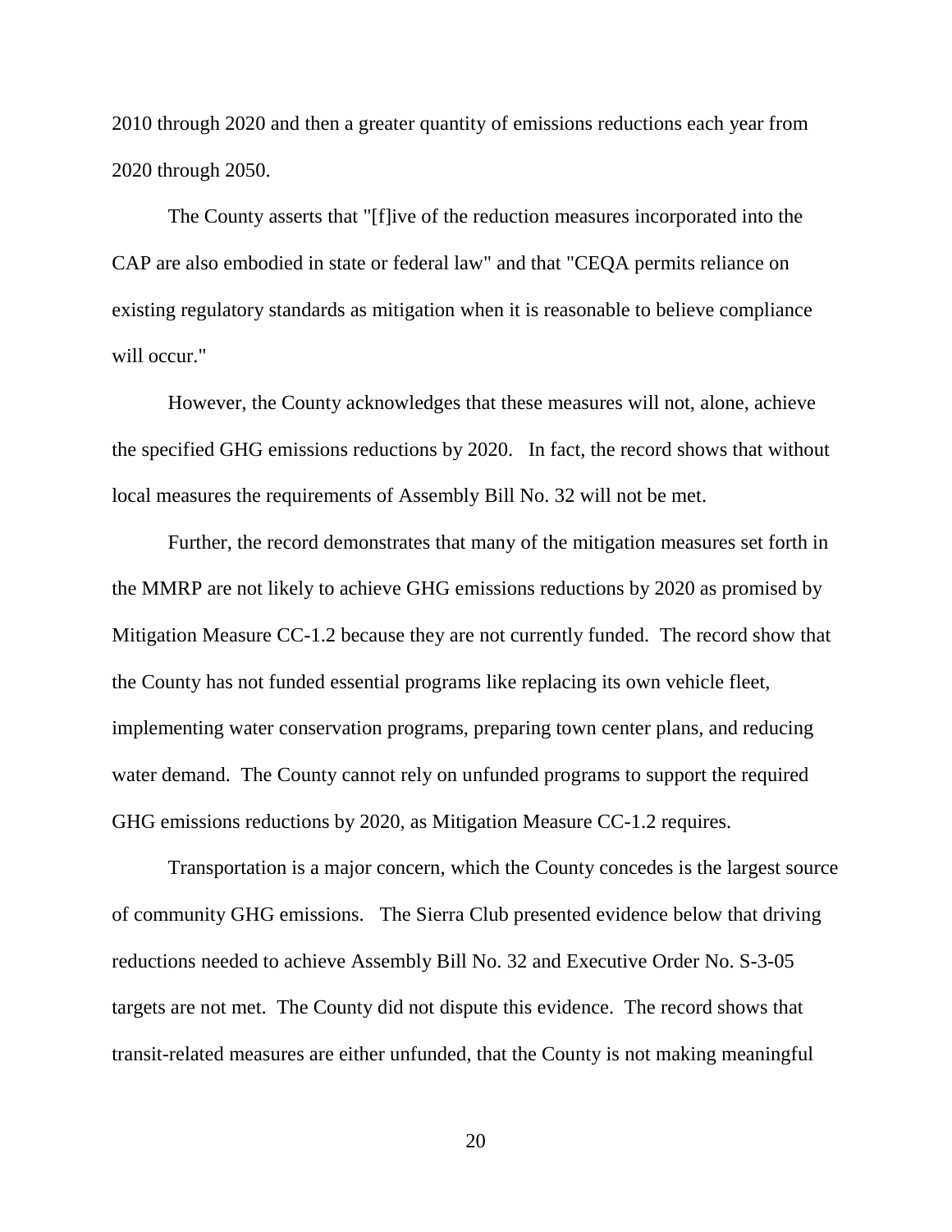2010 through 2020 and then a greater quantity of emissions reductions each year from 2020 through 2050.

The County asserts that "[f]ive of the reduction measures incorporated into the CAP are also embodied in state or federal law" and that "CEQA permits reliance on existing regulatory standards as mitigation when it is reasonable to believe compliance will occur."

However, the County acknowledges that these measures will not, alone, achieve the specified GHG emissions reductions by 2020. In fact, the record shows that without local measures the requirements of Assembly Bill No. 32 will not be met.

Further, the record demonstrates that many of the mitigation measures set forth in the MMRP are not likely to achieve GHG emissions reductions by 2020 as promised by Mitigation Measure CC-1.2 because they are not currently funded. The record show that the County has not funded essential programs like replacing its own vehicle fleet, implementing water conservation programs, preparing town center plans, and reducing water demand. The County cannot rely on unfunded programs to support the required GHG emissions reductions by 2020, as Mitigation Measure CC-1.2 requires.

Transportation is a major concern, which the County concedes is the largest source of community GHG emissions. The Sierra Club presented evidence below that driving reductions needed to achieve Assembly Bill No. 32 and Executive Order No. S-3-05 targets are not met. The County did not dispute this evidence. The record shows that transit-related measures are either unfunded, that the County is not making meaningful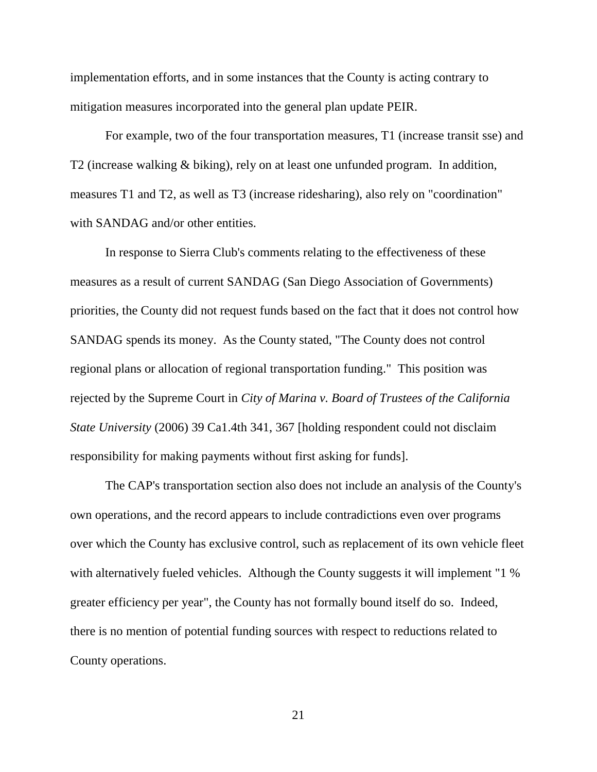implementation efforts, and in some instances that the County is acting contrary to mitigation measures incorporated into the general plan update PEIR.

For example, two of the four transportation measures, T1 (increase transit sse) and T2 (increase walking & biking), rely on at least one unfunded program. In addition, measures T1 and T2, as well as T3 (increase ridesharing), also rely on "coordination" with SANDAG and/or other entities.

In response to Sierra Club's comments relating to the effectiveness of these measures as a result of current SANDAG (San Diego Association of Governments) priorities, the County did not request funds based on the fact that it does not control how SANDAG spends its money. As the County stated, "The County does not control regional plans or allocation of regional transportation funding." This position was rejected by the Supreme Court in *City of Marina v. Board of Trustees of the California State University* (2006) 39 Ca1.4th 341, 367 [holding respondent could not disclaim responsibility for making payments without first asking for funds].

The CAP's transportation section also does not include an analysis of the County's own operations, and the record appears to include contradictions even over programs over which the County has exclusive control, such as replacement of its own vehicle fleet with alternatively fueled vehicles. Although the County suggests it will implement "1 % greater efficiency per year", the County has not formally bound itself do so. Indeed, there is no mention of potential funding sources with respect to reductions related to County operations.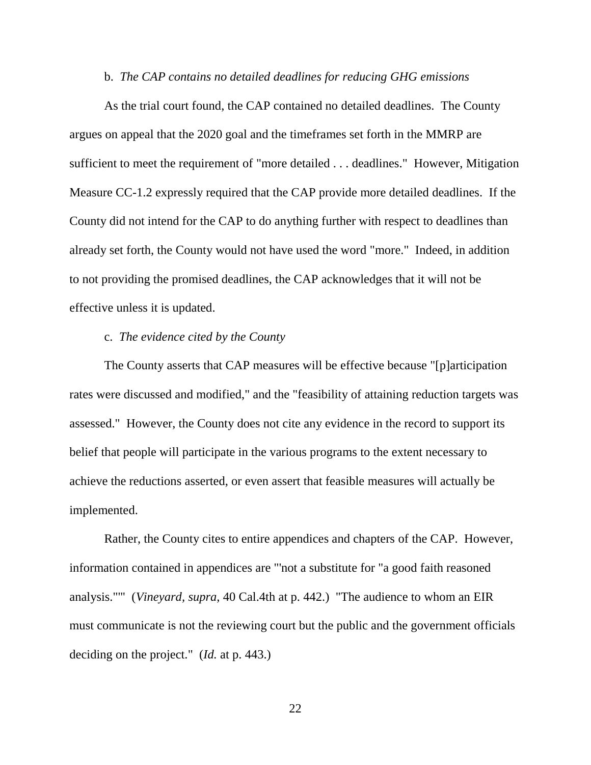b. *The CAP contains no detailed deadlines for reducing GHG emissions*

As the trial court found, the CAP contained no detailed deadlines. The County argues on appeal that the 2020 goal and the timeframes set forth in the MMRP are sufficient to meet the requirement of "more detailed . . . deadlines." However, Mitigation Measure CC-1.2 expressly required that the CAP provide more detailed deadlines. If the County did not intend for the CAP to do anything further with respect to deadlines than already set forth, the County would not have used the word "more." Indeed, in addition to not providing the promised deadlines, the CAP acknowledges that it will not be effective unless it is updated.

c. *The evidence cited by the County*

The County asserts that CAP measures will be effective because "[p]articipation rates were discussed and modified," and the "feasibility of attaining reduction targets was assessed." However, the County does not cite any evidence in the record to support its belief that people will participate in the various programs to the extent necessary to achieve the reductions asserted, or even assert that feasible measures will actually be implemented.

Rather, the County cites to entire appendices and chapters of the CAP. However, information contained in appendices are "'not a substitute for "a good faith reasoned analysis."'" (*Vineyard, supra,* 40 Cal.4th at p. 442.) "The audience to whom an EIR must communicate is not the reviewing court but the public and the government officials deciding on the project." (*Id.* at p. 443.)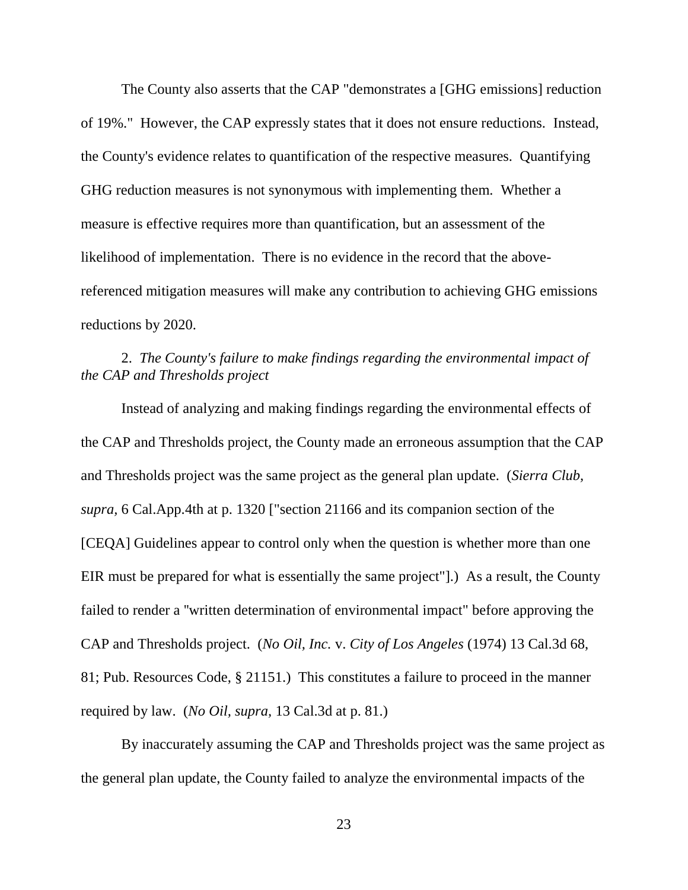The County also asserts that the CAP "demonstrates a [GHG emissions] reduction of 19%." However, the CAP expressly states that it does not ensure reductions. Instead, the County's evidence relates to quantification of the respective measures. Quantifying GHG reduction measures is not synonymous with implementing them. Whether a measure is effective requires more than quantification, but an assessment of the likelihood of implementation. There is no evidence in the record that the above-referenced mitigation measures will make any contribution to achieving GHG emissions reductions by 2020.

2. *The County's failure to make findings regarding the environmental impact of the CAP and Thresholds project*

Instead of analyzing and making findings regarding the environmental effects of the CAP and Thresholds project, the County made an erroneous assumption that the CAP and Thresholds project was the same project as the general plan update. (*Sierra Club*, *supra,* 6 Cal.App.4th at p. 1320 ["section 21166 and its companion section of the [CEQA] Guidelines appear to control only when the question is whether more than one EIR must be prepared for what is essentially the same project"].) As a result, the County failed to render a "written determination of environmental impact" before approving the CAP and Thresholds project. (*No Oil, Inc.* v. *City of Los Angeles* (1974) 13 Cal.3d 68, 81; Pub. Resources Code, § 21151.) This constitutes a failure to proceed in the manner required by law. (*No Oil, supra,* 13 Cal.3d at p. 81.)

By inaccurately assuming the CAP and Thresholds project was the same project as the general plan update, the County failed to analyze the environmental impacts of the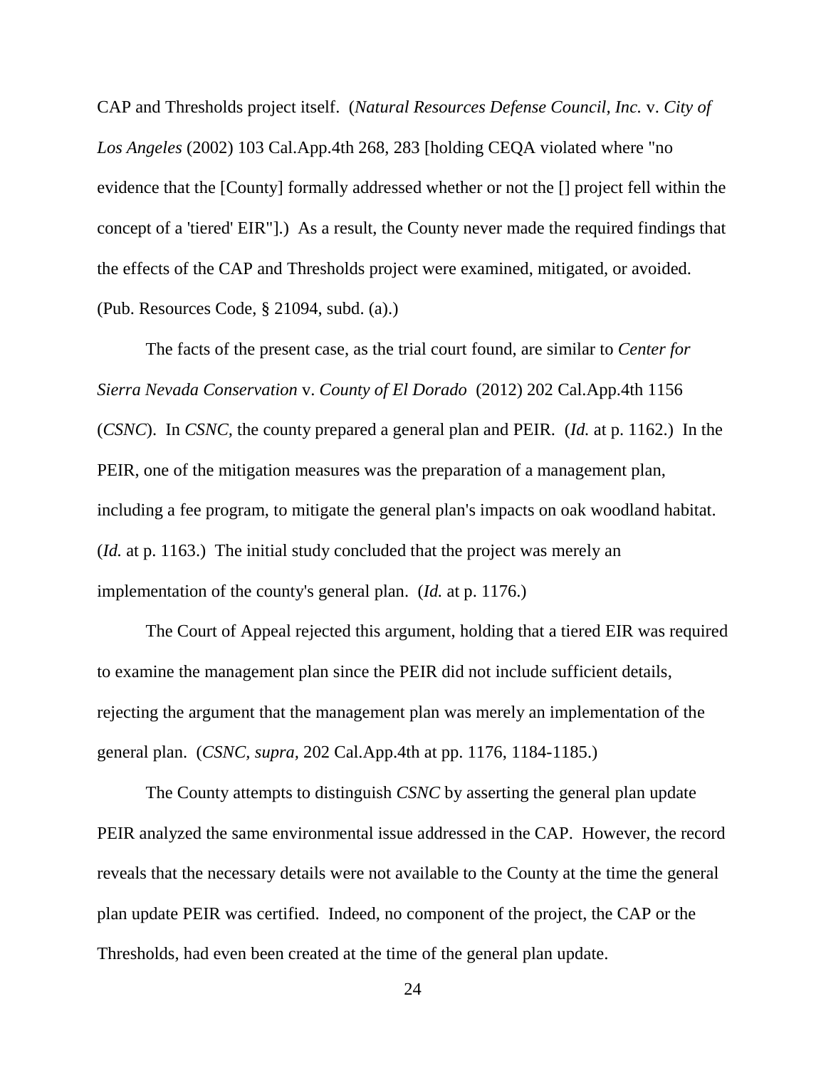CAP and Thresholds project itself. (*Natural Resources Defense Council, Inc.* v. *City of Los Angeles* (2002) 103 Cal.App.4th 268, 283 [holding CEQA violated where "no evidence that the [County] formally addressed whether or not the [] project fell within the concept of a 'tiered' EIR"].) As a result, the County never made the required findings that the effects of the CAP and Thresholds project were examined, mitigated, or avoided. (Pub. Resources Code, § 21094, subd. (a).)

The facts of the present case, as the trial court found, are similar to *Center for Sierra Nevada Conservation* v. *County of El Dorado* (2012) 202 Cal.App.4th 1156 (*CSNC*). In *CSNC*, the county prepared a general plan and PEIR. (*Id.* at p. 1162.) In the PEIR, one of the mitigation measures was the preparation of a management plan, including a fee program, to mitigate the general plan's impacts on oak woodland habitat. (*Id.* at p. 1163.) The initial study concluded that the project was merely an implementation of the county's general plan. (*Id.* at p. 1176.)

The Court of Appeal rejected this argument, holding that a tiered EIR was required to examine the management plan since the PEIR did not include sufficient details, rejecting the argument that the management plan was merely an implementation of the general plan. (*CSNC, supra,* 202 Cal.App.4th at pp. 1176, 1184-1185.)

The County attempts to distinguish *CSNC* by asserting the general plan update PEIR analyzed the same environmental issue addressed in the CAP. However, the record reveals that the necessary details were not available to the County at the time the general plan update PEIR was certified. Indeed, no component of the project, the CAP or the Thresholds, had even been created at the time of the general plan update.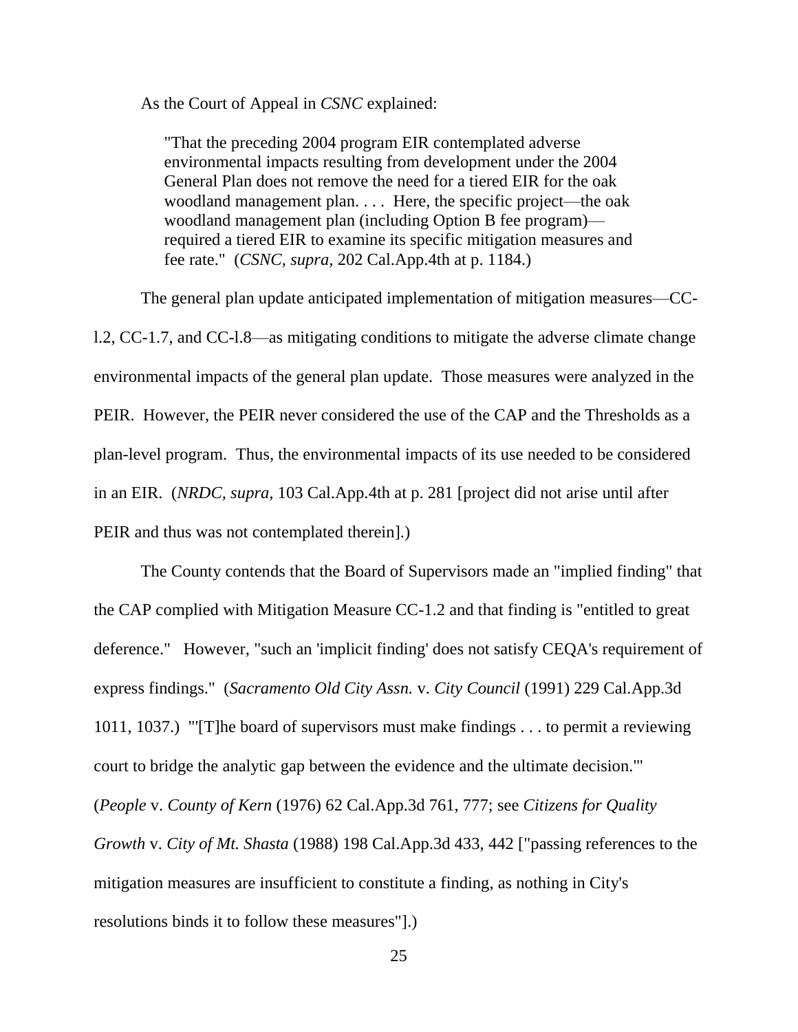As the Court of Appeal in *CSNC* explained:

> "That the preceding 2004 program EIR contemplated adverse environmental impacts resulting from development under the 2004 General Plan does not remove the need for a tiered EIR for the oak woodland management plan. . . . Here, the specific project—the oak woodland management plan (including Option B fee program)—required a tiered EIR to examine its specific mitigation measures and fee rate." (*CSNC*, *supra*, 202 Cal.App.4th at p. 1184.)

The general plan update anticipated implementation of mitigation measures—CC-l.2, CC-1.7, and CC-l.8—as mitigating conditions to mitigate the adverse climate change environmental impacts of the general plan update. Those measures were analyzed in the PEIR. However, the PEIR never considered the use of the CAP and the Thresholds as a plan-level program. Thus, the environmental impacts of its use needed to be considered in an EIR. (*NRDC*, *supra*, 103 Cal.App.4th at p. 281 [project did not arise until after PEIR and thus was not contemplated therein].)

The County contends that the Board of Supervisors made an "implied finding" that the CAP complied with Mitigation Measure CC-1.2 and that finding is "entitled to great deference." However, "such an 'implicit finding' does not satisfy CEQA's requirement of express findings." (*Sacramento Old City Assn.* v. *City Council* (1991) 229 Cal.App.3d 1011, 1037.) "'[T]he board of supervisors must make findings . . . to permit a reviewing court to bridge the analytic gap between the evidence and the ultimate decision.'" (*People* v. *County of Kern* (1976) 62 Cal.App.3d 761, 777; see *Citizens for Quality Growth* v. *City of Mt. Shasta* (1988) 198 Cal.App.3d 433, 442 ["passing references to the mitigation measures are insufficient to constitute a finding, as nothing in City's resolutions binds it to follow these measures"].)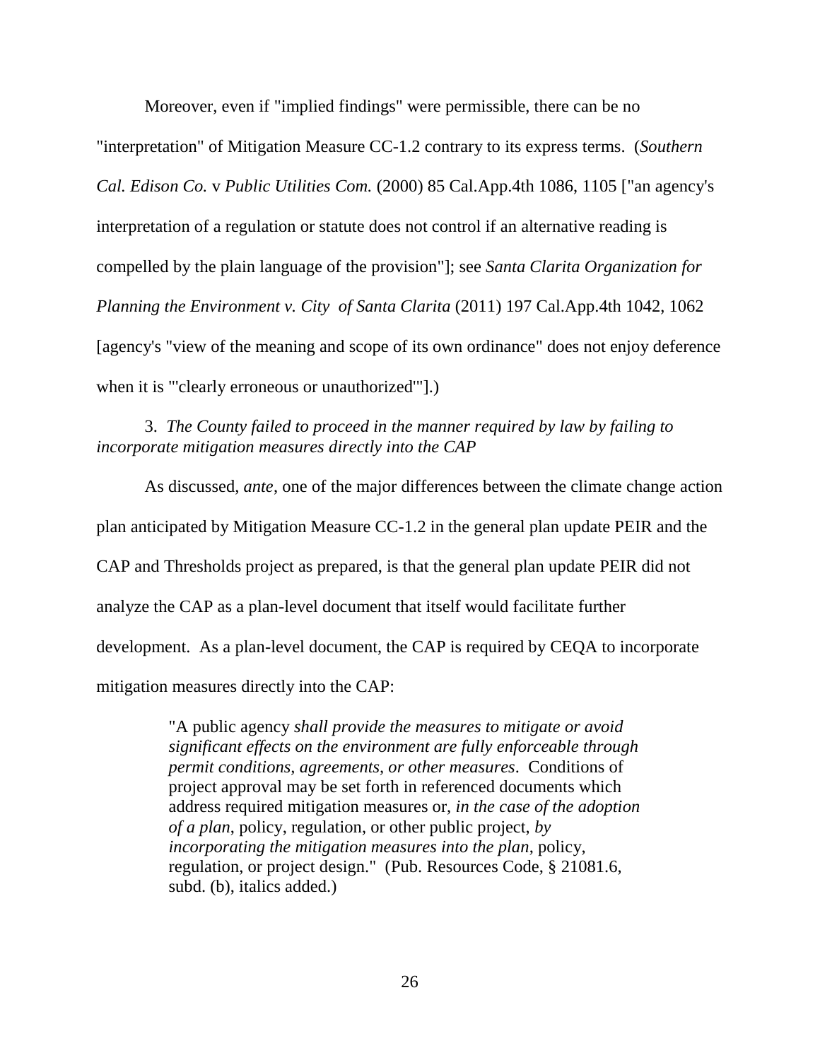Moreover, even if "implied findings" were permissible, there can be no "interpretation" of Mitigation Measure CC-1.2 contrary to its express terms. (*Southern Cal. Edison Co.* v *Public Utilities Com.* (2000) 85 Cal.App.4th 1086, 1105 ["an agency's interpretation of a regulation or statute does not control if an alternative reading is compelled by the plain language of the provision"]; see *Santa Clarita Organization for Planning the Environment v. City of Santa Clarita* (2011) 197 Cal.App.4th 1042, 1062 [agency's "view of the meaning and scope of its own ordinance" does not enjoy deference when it is "'clearly erroneous or unauthorized'"].)

3. *The County failed to proceed in the manner required by law by failing to incorporate mitigation measures directly into the CAP*

As discussed, *ante*, one of the major differences between the climate change action plan anticipated by Mitigation Measure CC-1.2 in the general plan update PEIR and the CAP and Thresholds project as prepared, is that the general plan update PEIR did not analyze the CAP as a plan-level document that itself would facilitate further development. As a plan-level document, the CAP is required by CEQA to incorporate mitigation measures directly into the CAP:

> "A public agency *shall provide the measures to mitigate or avoid significant effects on the environment are fully enforceable through permit conditions, agreements, or other measures*. Conditions of project approval may be set forth in referenced documents which address required mitigation measures or, *in the case of the adoption of a plan*, policy, regulation, or other public project, *by incorporating the mitigation measures into the plan*, policy, regulation, or project design." (Pub. Resources Code, § 21081.6, subd. (b), italics added.)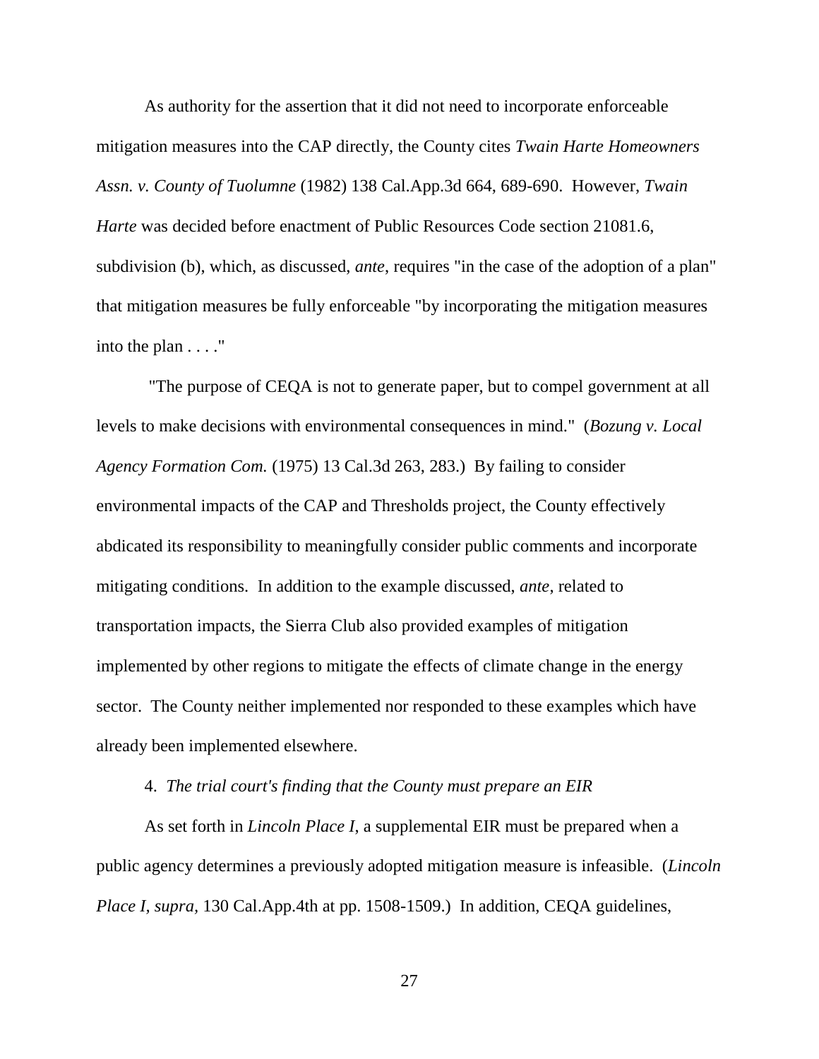As authority for the assertion that it did not need to incorporate enforceable mitigation measures into the CAP directly, the County cites *Twain Harte Homeowners Assn. v. County of Tuolumne* (1982) 138 Cal.App.3d 664, 689-690. However, *Twain Harte* was decided before enactment of Public Resources Code section 21081.6, subdivision (b), which, as discussed, *ante*, requires "in the case of the adoption of a plan" that mitigation measures be fully enforceable "by incorporating the mitigation measures into the plan . . . ."

"The purpose of CEQA is not to generate paper, but to compel government at all levels to make decisions with environmental consequences in mind." (*Bozung v. Local Agency Formation Com.* (1975) 13 Cal.3d 263, 283.) By failing to consider environmental impacts of the CAP and Thresholds project, the County effectively abdicated its responsibility to meaningfully consider public comments and incorporate mitigating conditions. In addition to the example discussed, *ante*, related to transportation impacts, the Sierra Club also provided examples of mitigation implemented by other regions to mitigate the effects of climate change in the energy sector. The County neither implemented nor responded to these examples which have already been implemented elsewhere.

4. *The trial court's finding that the County must prepare an EIR*

As set forth in *Lincoln Place I*, a supplemental EIR must be prepared when a public agency determines a previously adopted mitigation measure is infeasible. (*Lincoln Place I, supra,* 130 Cal.App.4th at pp. 1508-1509.) In addition, CEQA guidelines,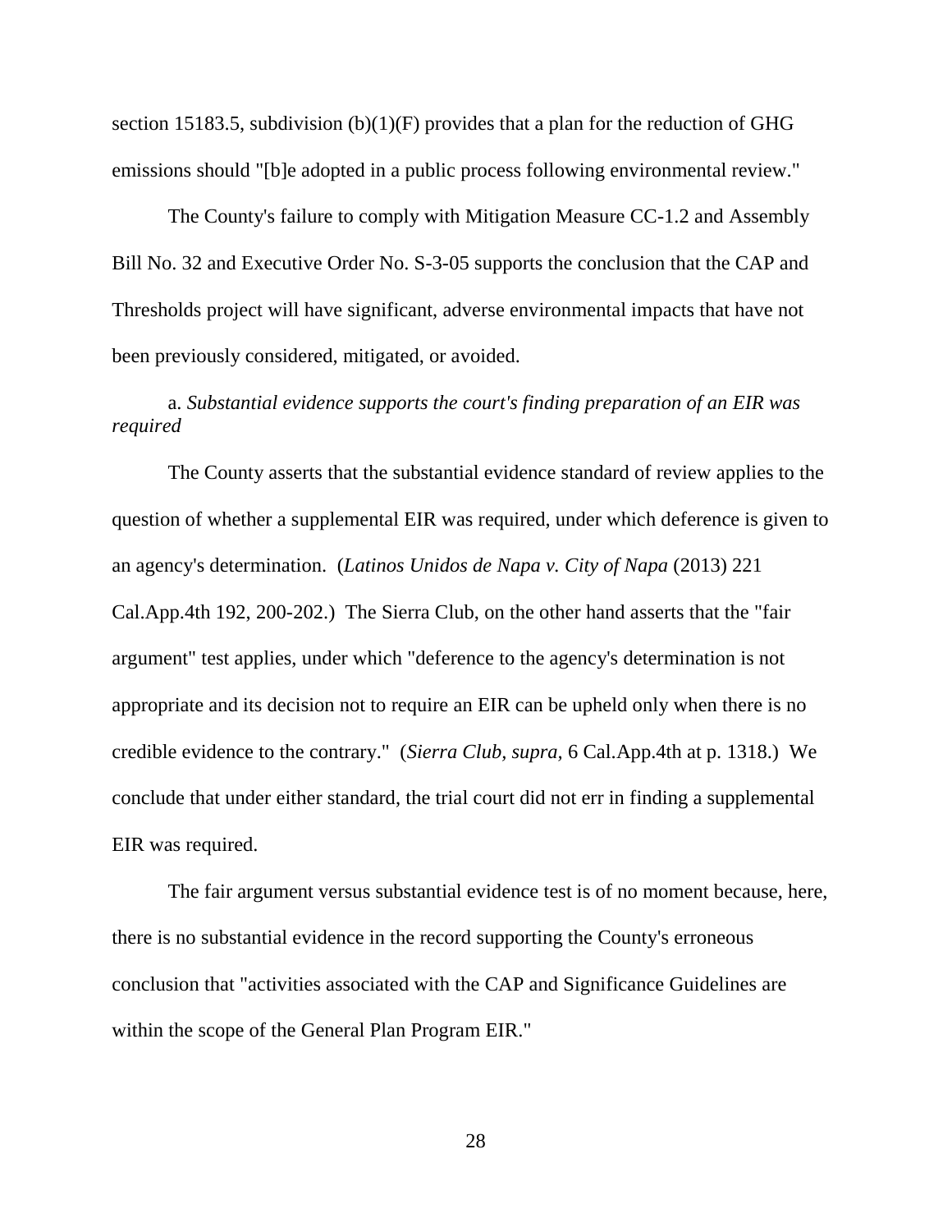section 15183.5, subdivision (b)(1)(F) provides that a plan for the reduction of GHG emissions should "[b]e adopted in a public process following environmental review."

The County's failure to comply with Mitigation Measure CC-1.2 and Assembly Bill No. 32 and Executive Order No. S-3-05 supports the conclusion that the CAP and Thresholds project will have significant, adverse environmental impacts that have not been previously considered, mitigated, or avoided.

a. *Substantial evidence supports the court's finding preparation of an EIR was required*

The County asserts that the substantial evidence standard of review applies to the question of whether a supplemental EIR was required, under which deference is given to an agency's determination. (*Latinos Unidos de Napa v. City of Napa* (2013) 221 Cal.App.4th 192, 200-202.) The Sierra Club, on the other hand asserts that the "fair argument" test applies, under which "deference to the agency's determination is not appropriate and its decision not to require an EIR can be upheld only when there is no credible evidence to the contrary." (*Sierra Club*, *supra*, 6 Cal.App.4th at p. 1318.) We conclude that under either standard, the trial court did not err in finding a supplemental EIR was required.

The fair argument versus substantial evidence test is of no moment because, here, there is no substantial evidence in the record supporting the County's erroneous conclusion that "activities associated with the CAP and Significance Guidelines are within the scope of the General Plan Program EIR."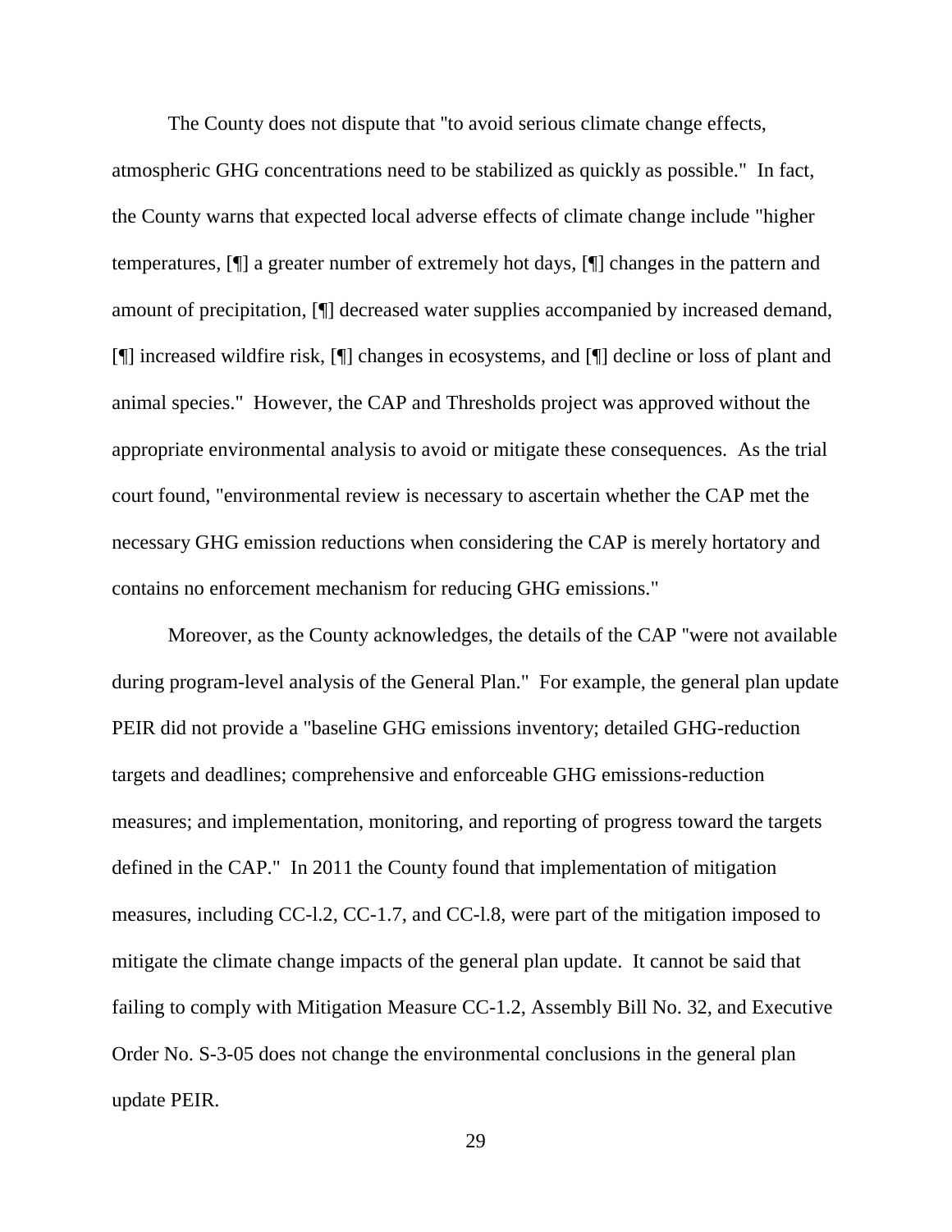The County does not dispute that "to avoid serious climate change effects, atmospheric GHG concentrations need to be stabilized as quickly as possible." In fact, the County warns that expected local adverse effects of climate change include "higher temperatures, [¶] a greater number of extremely hot days, [¶] changes in the pattern and amount of precipitation, [¶] decreased water supplies accompanied by increased demand, [¶] increased wildfire risk, [¶] changes in ecosystems, and [¶] decline or loss of plant and animal species." However, the CAP and Thresholds project was approved without the appropriate environmental analysis to avoid or mitigate these consequences. As the trial court found, "environmental review is necessary to ascertain whether the CAP met the necessary GHG emission reductions when considering the CAP is merely hortatory and contains no enforcement mechanism for reducing GHG emissions."

Moreover, as the County acknowledges, the details of the CAP "were not available during program-level analysis of the General Plan." For example, the general plan update PEIR did not provide a "baseline GHG emissions inventory; detailed GHG-reduction targets and deadlines; comprehensive and enforceable GHG emissions-reduction measures; and implementation, monitoring, and reporting of progress toward the targets defined in the CAP." In 2011 the County found that implementation of mitigation measures, including CC-l.2, CC-1.7, and CC-l.8, were part of the mitigation imposed to mitigate the climate change impacts of the general plan update. It cannot be said that failing to comply with Mitigation Measure CC-1.2, Assembly Bill No. 32, and Executive Order No. S-3-05 does not change the environmental conclusions in the general plan update PEIR.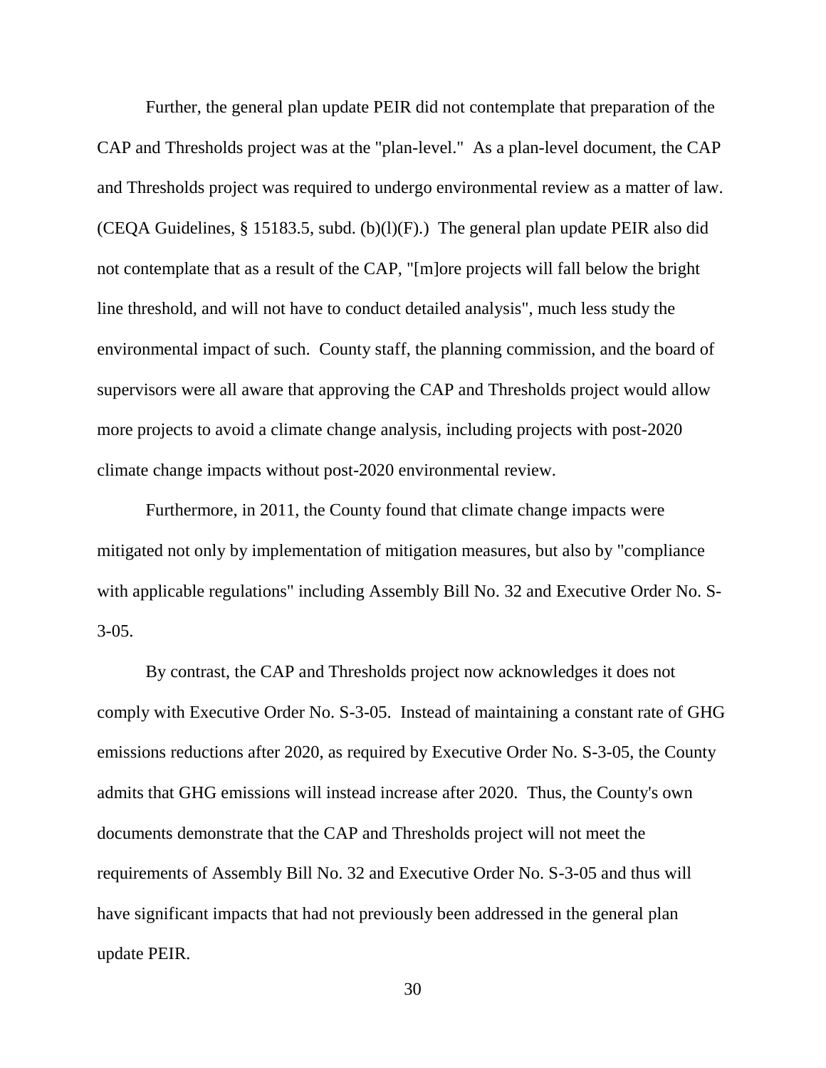Further, the general plan update PEIR did not contemplate that preparation of the CAP and Thresholds project was at the "plan-level." As a plan-level document, the CAP and Thresholds project was required to undergo environmental review as a matter of law. (CEQA Guidelines, § 15183.5, subd. (b)(l)(F).) The general plan update PEIR also did not contemplate that as a result of the CAP, "[m]ore projects will fall below the bright line threshold, and will not have to conduct detailed analysis", much less study the environmental impact of such. County staff, the planning commission, and the board of supervisors were all aware that approving the CAP and Thresholds project would allow more projects to avoid a climate change analysis, including projects with post-2020 climate change impacts without post-2020 environmental review.

Furthermore, in 2011, the County found that climate change impacts were mitigated not only by implementation of mitigation measures, but also by "compliance with applicable regulations" including Assembly Bill No. 32 and Executive Order No. S-3-05.

By contrast, the CAP and Thresholds project now acknowledges it does not comply with Executive Order No. S-3-05. Instead of maintaining a constant rate of GHG emissions reductions after 2020, as required by Executive Order No. S-3-05, the County admits that GHG emissions will instead increase after 2020. Thus, the County's own documents demonstrate that the CAP and Thresholds project will not meet the requirements of Assembly Bill No. 32 and Executive Order No. S-3-05 and thus will have significant impacts that had not previously been addressed in the general plan update PEIR.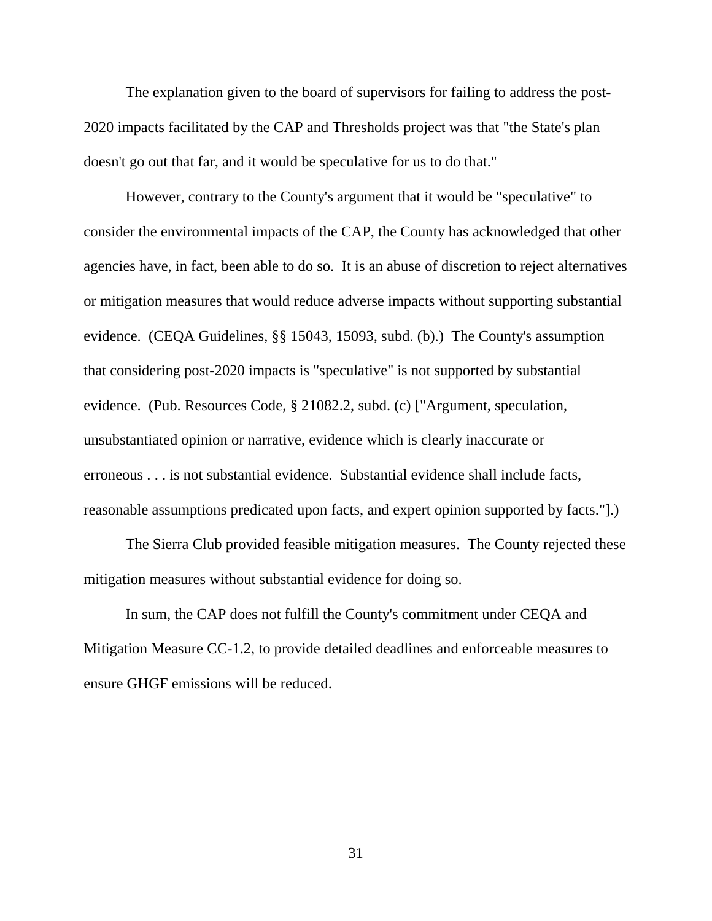The explanation given to the board of supervisors for failing to address the post-2020 impacts facilitated by the CAP and Thresholds project was that "the State's plan doesn't go out that far, and it would be speculative for us to do that."

However, contrary to the County's argument that it would be "speculative" to consider the environmental impacts of the CAP, the County has acknowledged that other agencies have, in fact, been able to do so. It is an abuse of discretion to reject alternatives or mitigation measures that would reduce adverse impacts without supporting substantial evidence. (CEQA Guidelines, §§ 15043, 15093, subd. (b).) The County's assumption that considering post-2020 impacts is "speculative" is not supported by substantial evidence. (Pub. Resources Code, § 21082.2, subd. (c) ["Argument, speculation, unsubstantiated opinion or narrative, evidence which is clearly inaccurate or erroneous . . . is not substantial evidence. Substantial evidence shall include facts, reasonable assumptions predicated upon facts, and expert opinion supported by facts."].)

The Sierra Club provided feasible mitigation measures. The County rejected these mitigation measures without substantial evidence for doing so.

In sum, the CAP does not fulfill the County's commitment under CEQA and Mitigation Measure CC-1.2, to provide detailed deadlines and enforceable measures to ensure GHGF emissions will be reduced.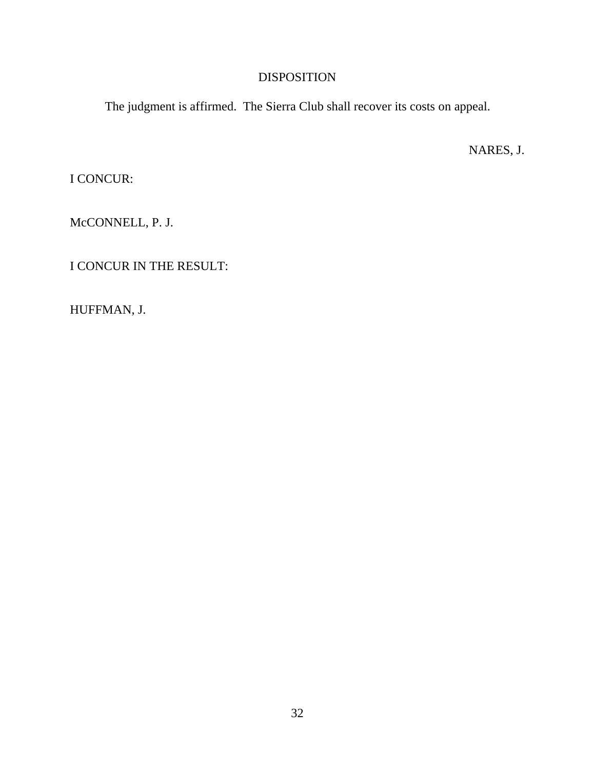## DISPOSITION

The judgment is affirmed. The Sierra Club shall recover its costs on appeal.

NARES, J.

I CONCUR:

McCONNELL, P. J.

I CONCUR IN THE RESULT:

HUFFMAN, J.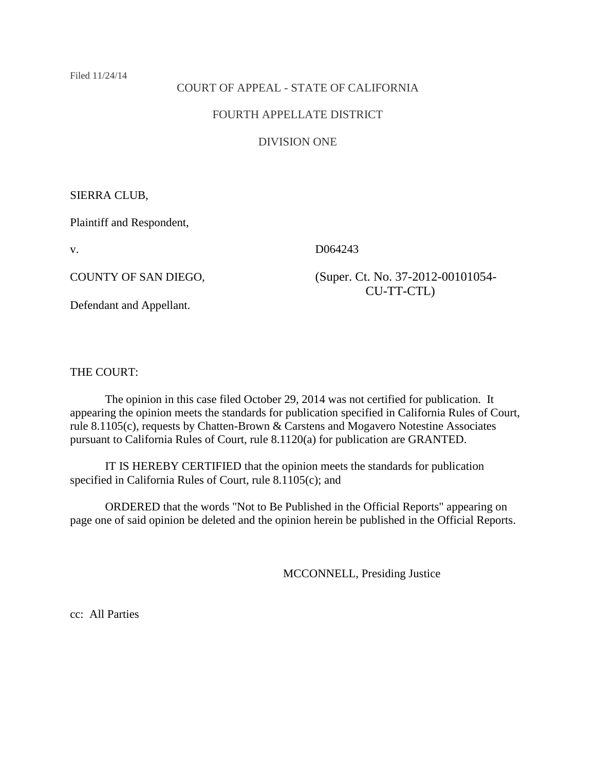Filed 11/24/14

COURT OF APPEAL - STATE OF CALIFORNIA

FOURTH APPELLATE DISTRICT

DIVISION ONE

SIERRA CLUB,

Plaintiff and Respondent,

v.

COUNTY OF SAN DIEGO,

Defendant and Appellant.

D064243

(Super. Ct. No. 37-2012-00101054-CU-TT-CTL)

THE COURT:

The opinion in this case filed October 29, 2014 was not certified for publication. It appearing the opinion meets the standards for publication specified in California Rules of Court, rule 8.1105(c), requests by Chatten-Brown & Carstens and Mogavero Notestine Associates pursuant to California Rules of Court, rule 8.1120(a) for publication are GRANTED.

IT IS HEREBY CERTIFIED that the opinion meets the standards for publication specified in California Rules of Court, rule 8.1105(c); and

ORDERED that the words "Not to Be Published in the Official Reports" appearing on page one of said opinion be deleted and the opinion herein be published in the Official Reports.

MCCONNELL, Presiding Justice

cc: All Parties